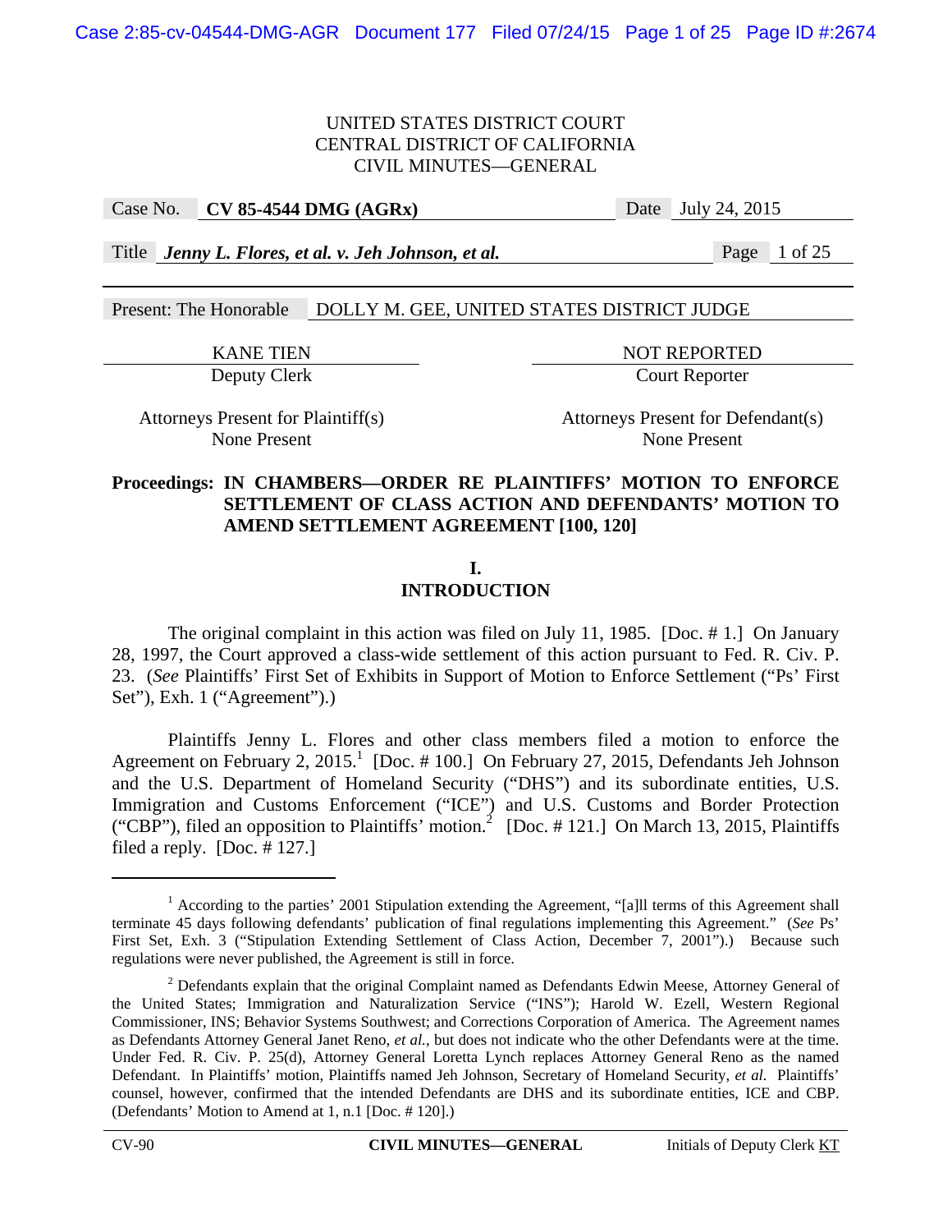UNITED STATES DISTRICT COURT
CENTRAL DISTRICT OF CALIFORNIA
CIVIL MINUTES—GENERAL

| Case No. | **CV 85-4544 DMG (AGRx)** | Date | July 24, 2015 |
|---|---|---|---|
| Title | ***Jenny L. Flores, et al. v. Jeh Johnson, et al.*** | | |

Present: The Honorable DOLLY M. GEE, UNITED STATES DISTRICT JUDGE

| KANE TIEN | NOT REPORTED |
|---|---|
| Deputy Clerk | Court Reporter |
| Attorneys Present for Plaintiff(s) | Attorneys Present for Defendant(s) |
| None Present | None Present |

**Proceedings: IN CHAMBERS—ORDER RE PLAINTIFFS' MOTION TO ENFORCE SETTLEMENT OF CLASS ACTION AND DEFENDANTS' MOTION TO AMEND SETTLEMENT AGREEMENT [100, 120]**

## I. INTRODUCTION

The original complaint in this action was filed on July 11, 1985. [Doc. # 1.] On January 28, 1997, the Court approved a class-wide settlement of this action pursuant to Fed. R. Civ. P. 23. (*See* Plaintiffs' First Set of Exhibits in Support of Motion to Enforce Settlement ("Ps' First Set"), Exh. 1 ("Agreement").)

Plaintiffs Jenny L. Flores and other class members filed a motion to enforce the Agreement on February 2, 2015.[1] [Doc. # 100.] On February 27, 2015, Defendants Jeh Johnson and the U.S. Department of Homeland Security ("DHS") and its subordinate entities, U.S. Immigration and Customs Enforcement ("ICE") and U.S. Customs and Border Protection ("CBP"), filed an opposition to Plaintiffs' motion.[2] [Doc. # 121.] On March 13, 2015, Plaintiffs filed a reply. [Doc. # 127.]

[1] According to the parties' 2001 Stipulation extending the Agreement, "[a]ll terms of this Agreement shall terminate 45 days following defendants' publication of final regulations implementing this Agreement." (*See* Ps' First Set, Exh. 3 ("Stipulation Extending Settlement of Class Action, December 7, 2001").) Because such regulations were never published, the Agreement is still in force.

[2] Defendants explain that the original Complaint named as Defendants Edwin Meese, Attorney General of the United States; Immigration and Naturalization Service ("INS"); Harold W. Ezell, Western Regional Commissioner, INS; Behavior Systems Southwest; and Corrections Corporation of America. The Agreement names as Defendants Attorney General Janet Reno, *et al.*, but does not indicate who the other Defendants were at the time. Under Fed. R. Civ. P. 25(d), Attorney General Loretta Lynch replaces Attorney General Reno as the named Defendant. In Plaintiffs' motion, Plaintiffs named Jeh Johnson, Secretary of Homeland Security, *et al.* Plaintiffs' counsel, however, confirmed that the intended Defendants are DHS and its subordinate entities, ICE and CBP. (Defendants' Motion to Amend at 1, n.1 [Doc. # 120].)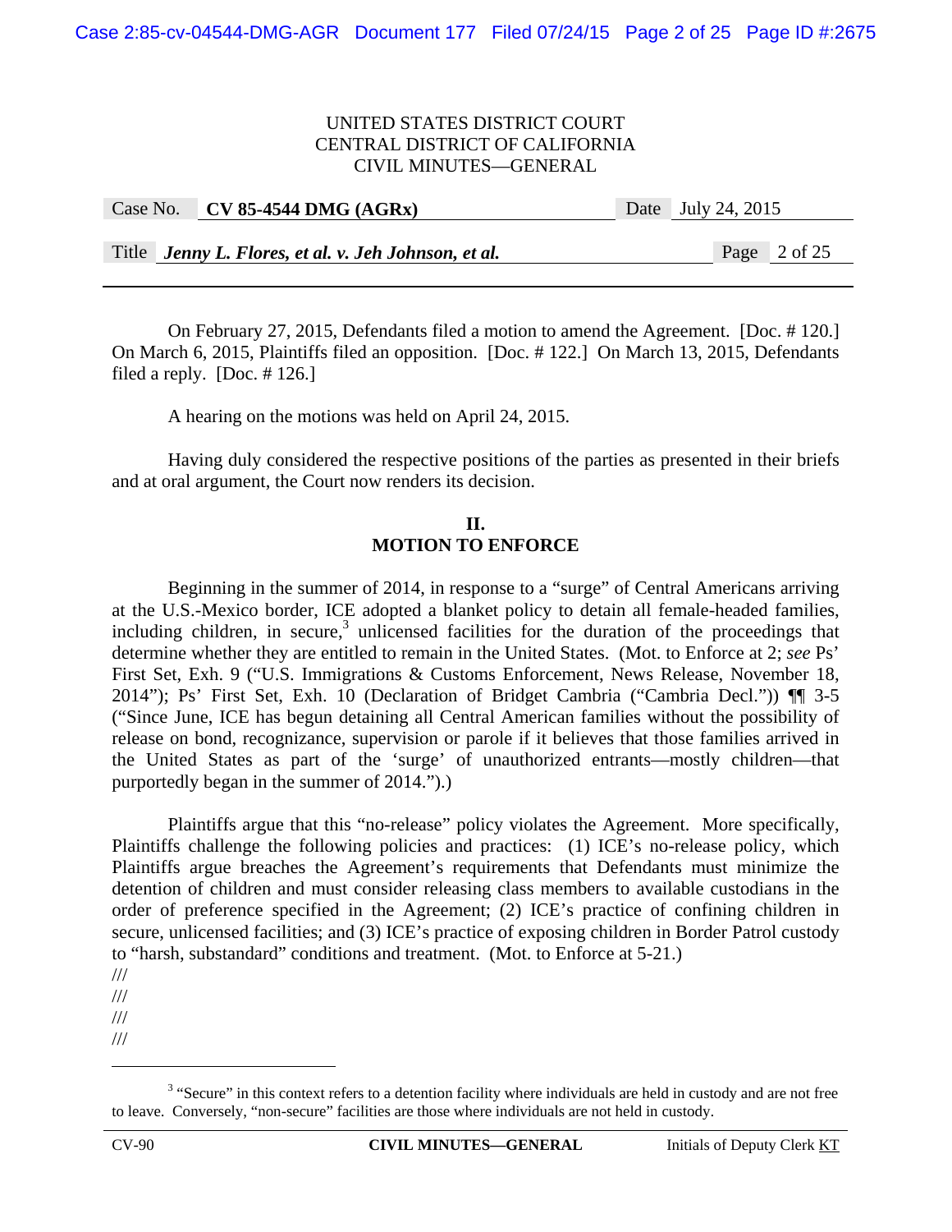On February 27, 2015, Defendants filed a motion to amend the Agreement. [Doc. # 120.] On March 6, 2015, Plaintiffs filed an opposition. [Doc. # 122.] On March 13, 2015, Defendants filed a reply. [Doc. # 126.]

A hearing on the motions was held on April 24, 2015.

Having duly considered the respective positions of the parties as presented in their briefs and at oral argument, the Court now renders its decision.

## II.
## MOTION TO ENFORCE

Beginning in the summer of 2014, in response to a "surge" of Central Americans arriving at the U.S.-Mexico border, ICE adopted a blanket policy to detain all female-headed families, including children, in secure,[3] unlicensed facilities for the duration of the proceedings that determine whether they are entitled to remain in the United States. (Mot. to Enforce at 2; *see* Ps' First Set, Exh. 9 ("U.S. Immigrations & Customs Enforcement, News Release, November 18, 2014"); Ps' First Set, Exh. 10 (Declaration of Bridget Cambria ("Cambria Decl.")) ¶¶ 3-5 ("Since June, ICE has begun detaining all Central American families without the possibility of release on bond, recognizance, supervision or parole if it believes that those families arrived in the United States as part of the 'surge' of unauthorized entrants—mostly children—that purportedly began in the summer of 2014.").)

Plaintiffs argue that this "no-release" policy violates the Agreement. More specifically, Plaintiffs challenge the following policies and practices: (1) ICE's no-release policy, which Plaintiffs argue breaches the Agreement's requirements that Defendants must minimize the detention of children and must consider releasing class members to available custodians in the order of preference specified in the Agreement; (2) ICE's practice of confining children in secure, unlicensed facilities; and (3) ICE's practice of exposing children in Border Patrol custody to "harsh, substandard" conditions and treatment. (Mot. to Enforce at 5-21.)

///
///
///
///

[3] "Secure" in this context refers to a detention facility where individuals are held in custody and are not free to leave. Conversely, "non-secure" facilities are those where individuals are not held in custody.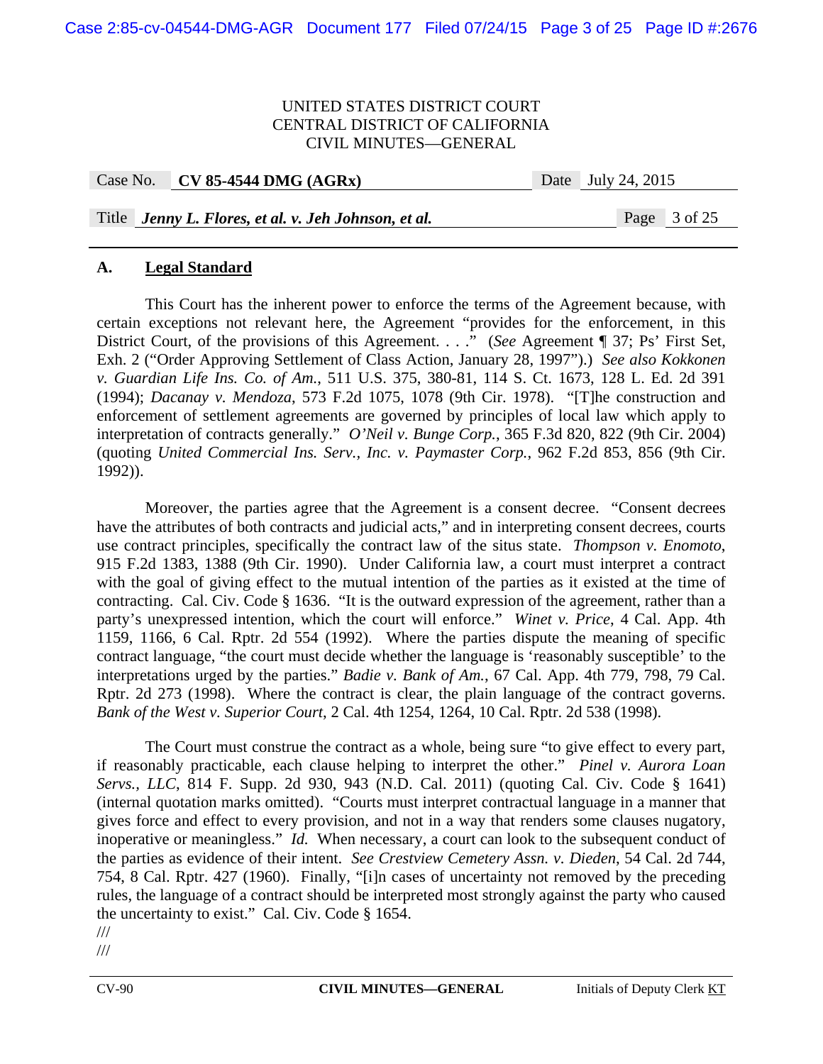### A. **Legal Standard**

This Court has the inherent power to enforce the terms of the Agreement because, with certain exceptions not relevant here, the Agreement "provides for the enforcement, in this District Court, of the provisions of this Agreement. . . ." (*See* Agreement ¶ 37; Ps' First Set, Exh. 2 ("Order Approving Settlement of Class Action, January 28, 1997").) *See also Kokkonen v. Guardian Life Ins. Co. of Am.*, 511 U.S. 375, 380-81, 114 S. Ct. 1673, 128 L. Ed. 2d 391 (1994); *Dacanay v. Mendoza*, 573 F.2d 1075, 1078 (9th Cir. 1978). "[T]he construction and enforcement of settlement agreements are governed by principles of local law which apply to interpretation of contracts generally." *O'Neil v. Bunge Corp.*, 365 F.3d 820, 822 (9th Cir. 2004) (quoting *United Commercial Ins. Serv., Inc. v. Paymaster Corp.*, 962 F.2d 853, 856 (9th Cir. 1992)).

Moreover, the parties agree that the Agreement is a consent decree. "Consent decrees have the attributes of both contracts and judicial acts," and in interpreting consent decrees, courts use contract principles, specifically the contract law of the situs state. *Thompson v. Enomoto*, 915 F.2d 1383, 1388 (9th Cir. 1990). Under California law, a court must interpret a contract with the goal of giving effect to the mutual intention of the parties as it existed at the time of contracting. Cal. Civ. Code § 1636. "It is the outward expression of the agreement, rather than a party's unexpressed intention, which the court will enforce." *Winet v. Price*, 4 Cal. App. 4th 1159, 1166, 6 Cal. Rptr. 2d 554 (1992). Where the parties dispute the meaning of specific contract language, "the court must decide whether the language is 'reasonably susceptible' to the interpretations urged by the parties." *Badie v. Bank of Am.*, 67 Cal. App. 4th 779, 798, 79 Cal. Rptr. 2d 273 (1998). Where the contract is clear, the plain language of the contract governs. *Bank of the West v. Superior Court*, 2 Cal. 4th 1254, 1264, 10 Cal. Rptr. 2d 538 (1998).

The Court must construe the contract as a whole, being sure "to give effect to every part, if reasonably practicable, each clause helping to interpret the other." *Pinel v. Aurora Loan Servs., LLC*, 814 F. Supp. 2d 930, 943 (N.D. Cal. 2011) (quoting Cal. Civ. Code § 1641) (internal quotation marks omitted). "Courts must interpret contractual language in a manner that gives force and effect to every provision, and not in a way that renders some clauses nugatory, inoperative or meaningless." *Id.* When necessary, a court can look to the subsequent conduct of the parties as evidence of their intent. *See Crestview Cemetery Assn. v. Dieden*, 54 Cal. 2d 744, 754, 8 Cal. Rptr. 427 (1960). Finally, "[i]n cases of uncertainty not removed by the preceding rules, the language of a contract should be interpreted most strongly against the party who caused the uncertainty to exist." Cal. Civ. Code § 1654.

///

///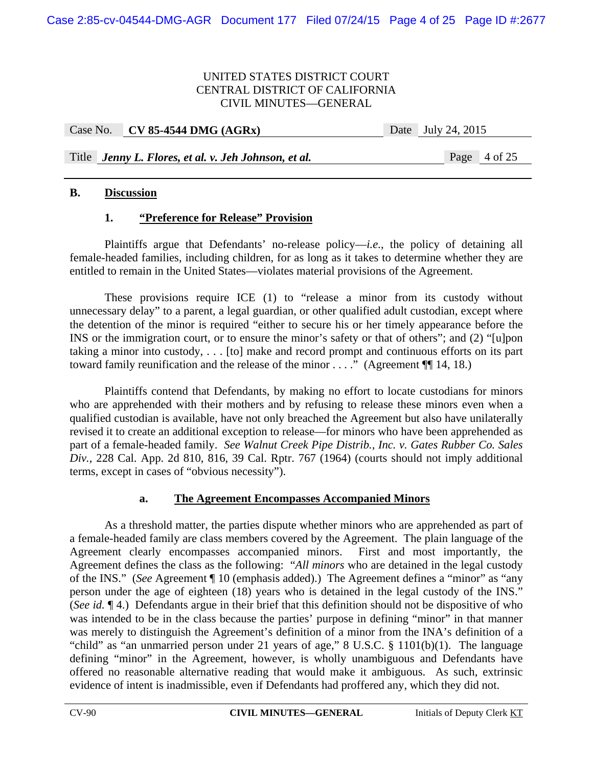## B. Discussion

### 1. "Preference for Release" Provision

Plaintiffs argue that Defendants' no-release policy—*i.e.*, the policy of detaining all female-headed families, including children, for as long as it takes to determine whether they are entitled to remain in the United States—violates material provisions of the Agreement.

These provisions require ICE (1) to "release a minor from its custody without unnecessary delay" to a parent, a legal guardian, or other qualified adult custodian, except where the detention of the minor is required "either to secure his or her timely appearance before the INS or the immigration court, or to ensure the minor's safety or that of others"; and (2) "[u]pon taking a minor into custody, . . . [to] make and record prompt and continuous efforts on its part toward family reunification and the release of the minor . . . ." (Agreement ¶¶ 14, 18.)

Plaintiffs contend that Defendants, by making no effort to locate custodians for minors who are apprehended with their mothers and by refusing to release these minors even when a qualified custodian is available, have not only breached the Agreement but also have unilaterally revised it to create an additional exception to release—for minors who have been apprehended as part of a female-headed family. *See Walnut Creek Pipe Distrib., Inc. v. Gates Rubber Co. Sales Div.*, 228 Cal. App. 2d 810, 816, 39 Cal. Rptr. 767 (1964) (courts should not imply additional terms, except in cases of "obvious necessity").

#### a. The Agreement Encompasses Accompanied Minors

As a threshold matter, the parties dispute whether minors who are apprehended as part of a female-headed family are class members covered by the Agreement. The plain language of the Agreement clearly encompasses accompanied minors. First and most importantly, the Agreement defines the class as the following: "*All minors* who are detained in the legal custody of the INS." (*See* Agreement ¶ 10 (emphasis added).) The Agreement defines a "minor" as "any person under the age of eighteen (18) years who is detained in the legal custody of the INS." (*See id.* ¶ 4.) Defendants argue in their brief that this definition should not be dispositive of who was intended to be in the class because the parties' purpose in defining "minor" in that manner was merely to distinguish the Agreement's definition of a minor from the INA's definition of a "child" as "an unmarried person under 21 years of age," 8 U.S.C. § 1101(b)(1). The language defining "minor" in the Agreement, however, is wholly unambiguous and Defendants have offered no reasonable alternative reading that would make it ambiguous. As such, extrinsic evidence of intent is inadmissible, even if Defendants had proffered any, which they did not.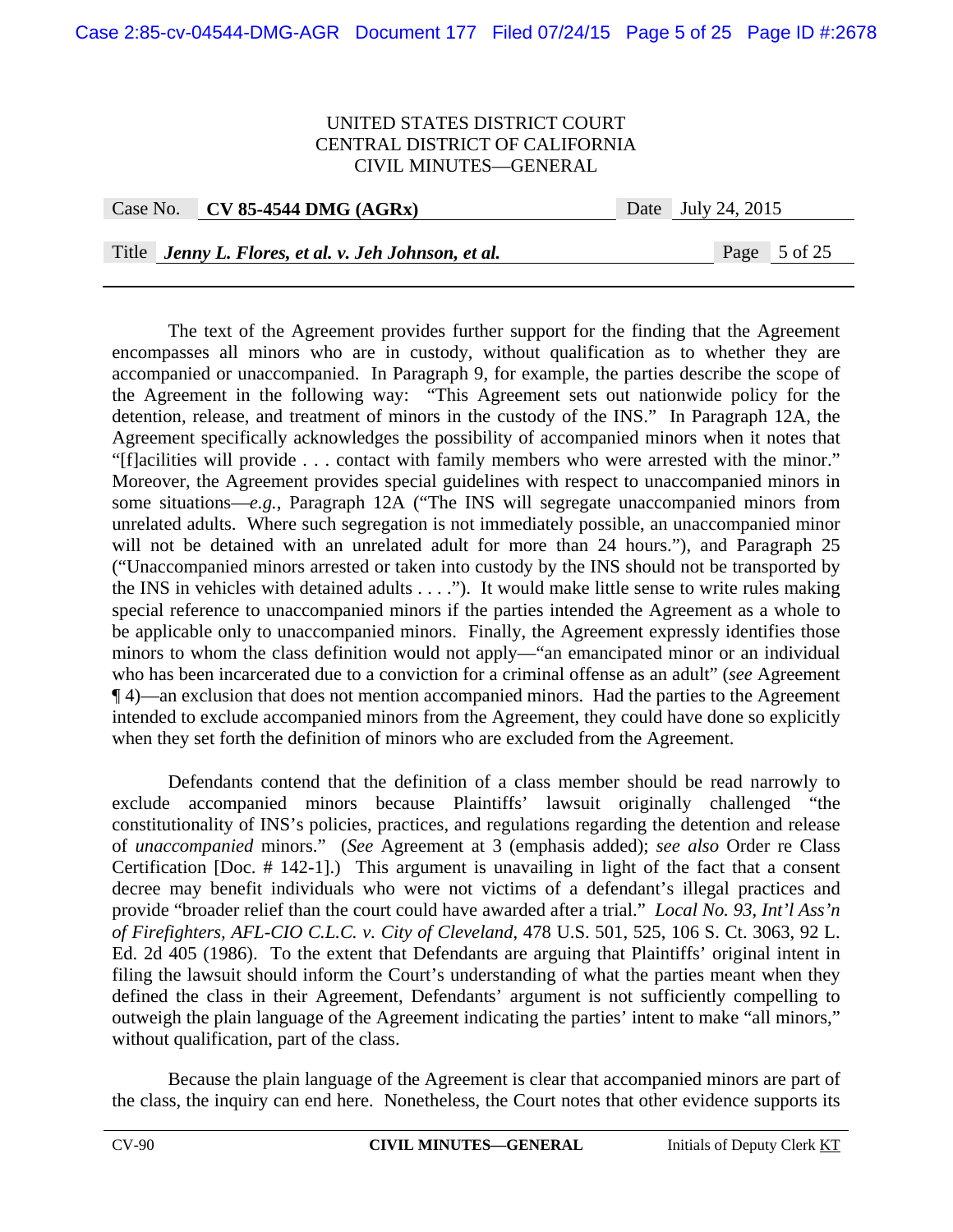The text of the Agreement provides further support for the finding that the Agreement encompasses all minors who are in custody, without qualification as to whether they are accompanied or unaccompanied. In Paragraph 9, for example, the parties describe the scope of the Agreement in the following way: "This Agreement sets out nationwide policy for the detention, release, and treatment of minors in the custody of the INS." In Paragraph 12A, the Agreement specifically acknowledges the possibility of accompanied minors when it notes that "[f]acilities will provide . . . contact with family members who were arrested with the minor." Moreover, the Agreement provides special guidelines with respect to unaccompanied minors in some situations—*e.g.*, Paragraph 12A ("The INS will segregate unaccompanied minors from unrelated adults. Where such segregation is not immediately possible, an unaccompanied minor will not be detained with an unrelated adult for more than 24 hours."), and Paragraph 25 ("Unaccompanied minors arrested or taken into custody by the INS should not be transported by the INS in vehicles with detained adults . . . ."). It would make little sense to write rules making special reference to unaccompanied minors if the parties intended the Agreement as a whole to be applicable only to unaccompanied minors. Finally, the Agreement expressly identifies those minors to whom the class definition would not apply—"an emancipated minor or an individual who has been incarcerated due to a conviction for a criminal offense as an adult" (*see* Agreement ¶ 4)—an exclusion that does not mention accompanied minors. Had the parties to the Agreement intended to exclude accompanied minors from the Agreement, they could have done so explicitly when they set forth the definition of minors who are excluded from the Agreement.

Defendants contend that the definition of a class member should be read narrowly to exclude accompanied minors because Plaintiffs' lawsuit originally challenged "the constitutionality of INS's policies, practices, and regulations regarding the detention and release of *unaccompanied* minors." (*See* Agreement at 3 (emphasis added); *see also* Order re Class Certification [Doc. # 142-1].) This argument is unavailing in light of the fact that a consent decree may benefit individuals who were not victims of a defendant's illegal practices and provide "broader relief than the court could have awarded after a trial." *Local No. 93, Int'l Ass'n of Firefighters, AFL-CIO C.L.C. v. City of Cleveland*, 478 U.S. 501, 525, 106 S. Ct. 3063, 92 L. Ed. 2d 405 (1986). To the extent that Defendants are arguing that Plaintiffs' original intent in filing the lawsuit should inform the Court's understanding of what the parties meant when they defined the class in their Agreement, Defendants' argument is not sufficiently compelling to outweigh the plain language of the Agreement indicating the parties' intent to make "all minors," without qualification, part of the class.

Because the plain language of the Agreement is clear that accompanied minors are part of the class, the inquiry can end here. Nonetheless, the Court notes that other evidence supports its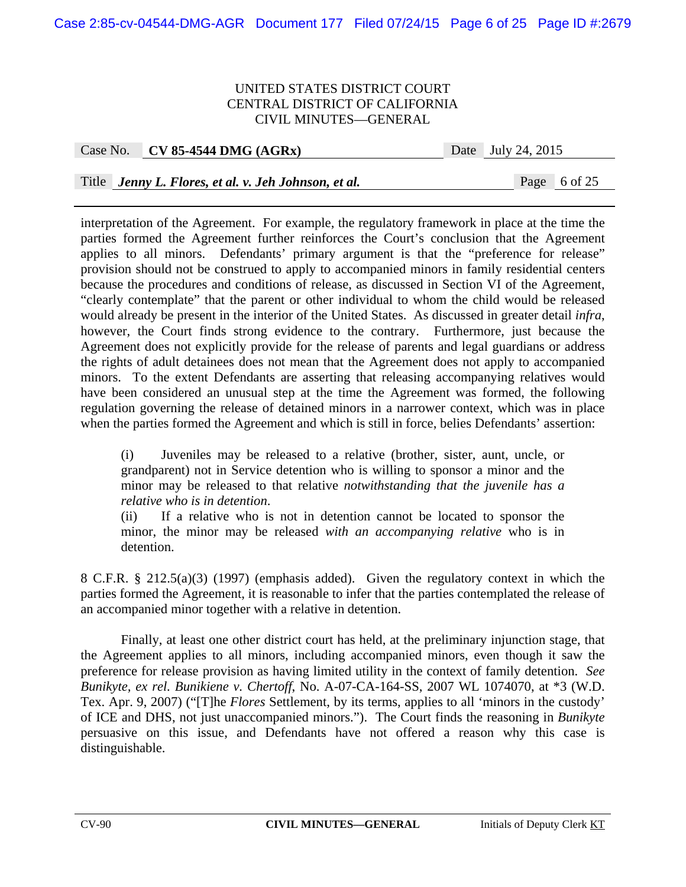interpretation of the Agreement. For example, the regulatory framework in place at the time the parties formed the Agreement further reinforces the Court's conclusion that the Agreement applies to all minors. Defendants' primary argument is that the "preference for release" provision should not be construed to apply to accompanied minors in family residential centers because the procedures and conditions of release, as discussed in Section VI of the Agreement, "clearly contemplate" that the parent or other individual to whom the child would be released would already be present in the interior of the United States. As discussed in greater detail *infra*, however, the Court finds strong evidence to the contrary. Furthermore, just because the Agreement does not explicitly provide for the release of parents and legal guardians or address the rights of adult detainees does not mean that the Agreement does not apply to accompanied minors. To the extent Defendants are asserting that releasing accompanying relatives would have been considered an unusual step at the time the Agreement was formed, the following regulation governing the release of detained minors in a narrower context, which was in place when the parties formed the Agreement and which is still in force, belies Defendants' assertion:

> (i) Juveniles may be released to a relative (brother, sister, aunt, uncle, or grandparent) not in Service detention who is willing to sponsor a minor and the minor may be released to that relative *notwithstanding that the juvenile has a relative who is in detention.*
> (ii) If a relative who is not in detention cannot be located to sponsor the minor, the minor may be released *with an accompanying relative* who is in detention.

8 C.F.R. § 212.5(a)(3) (1997) (emphasis added). Given the regulatory context in which the parties formed the Agreement, it is reasonable to infer that the parties contemplated the release of an accompanied minor together with a relative in detention.

Finally, at least one other district court has held, at the preliminary injunction stage, that the Agreement applies to all minors, including accompanied minors, even though it saw the preference for release provision as having limited utility in the context of family detention. *See Bunikyte, ex rel. Bunikiene v. Chertoff*, No. A-07-CA-164-SS, 2007 WL 1074070, at *3 (W.D. Tex. Apr. 9, 2007) ("[T]he *Flores* Settlement, by its terms, applies to all 'minors in the custody' of ICE and DHS, not just unaccompanied minors."). The Court finds the reasoning in *Bunikyte* persuasive on this issue, and Defendants have not offered a reason why this case is distinguishable.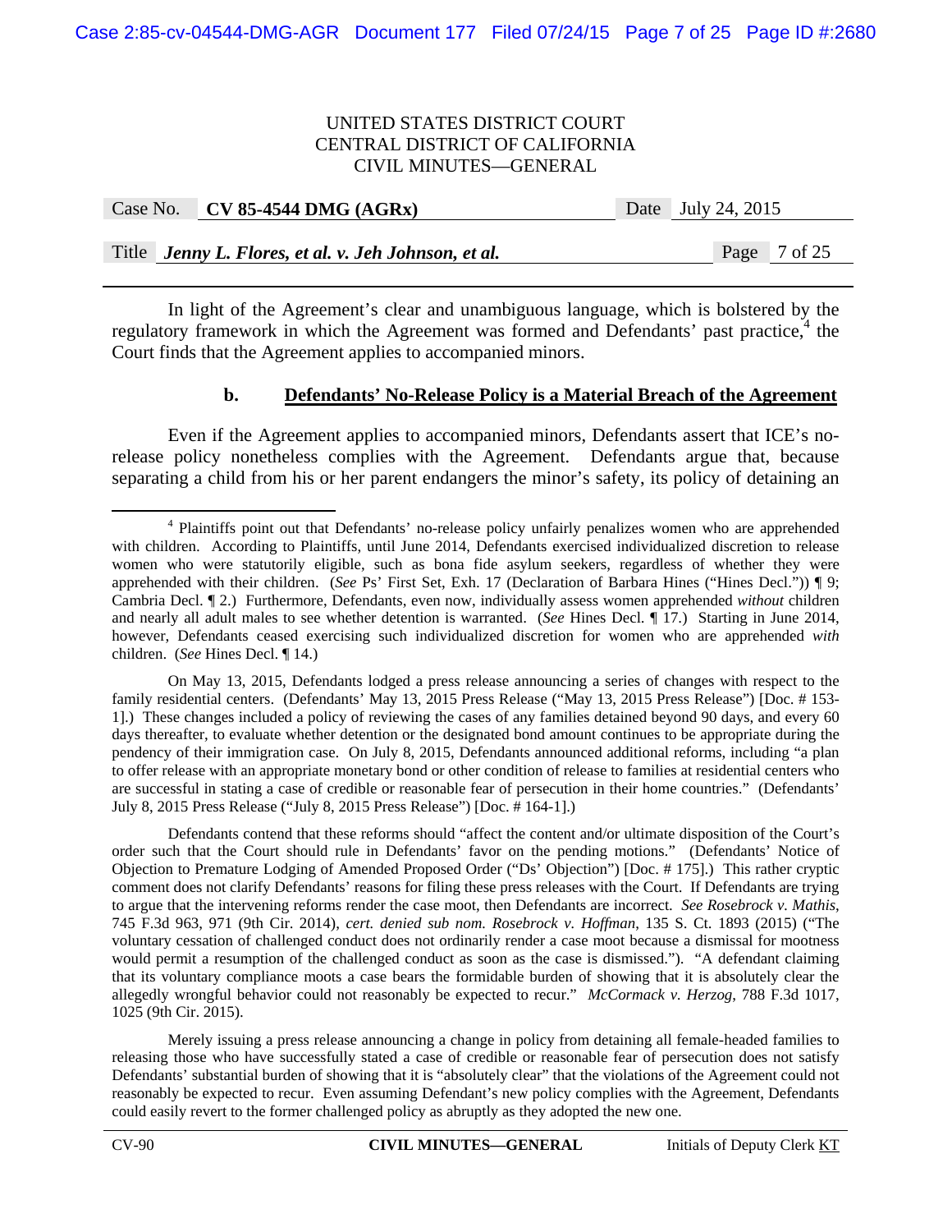In light of the Agreement's clear and unambiguous language, which is bolstered by the regulatory framework in which the Agreement was formed and Defendants' past practice,[4] the Court finds that the Agreement applies to accompanied minors.

### b. Defendants' No-Release Policy is a Material Breach of the Agreement

Even if the Agreement applies to accompanied minors, Defendants assert that ICE's no-release policy nonetheless complies with the Agreement. Defendants argue that, because separating a child from his or her parent endangers the minor's safety, its policy of detaining an

---

[4] Plaintiffs point out that Defendants' no-release policy unfairly penalizes women who are apprehended with children. According to Plaintiffs, until June 2014, Defendants exercised individualized discretion to release women who were statutorily eligible, such as bona fide asylum seekers, regardless of whether they were apprehended with their children. (*See* Ps' First Set, Exh. 17 (Declaration of Barbara Hines ("Hines Decl.")) ¶ 9; Cambria Decl. ¶ 2.) Furthermore, Defendants, even now, individually assess women apprehended *without* children and nearly all adult males to see whether detention is warranted. (*See* Hines Decl. ¶ 17.) Starting in June 2014, however, Defendants ceased exercising such individualized discretion for women who are apprehended *with* children. (*See* Hines Decl. ¶ 14.)

On May 13, 2015, Defendants lodged a press release announcing a series of changes with respect to the family residential centers. (Defendants' May 13, 2015 Press Release ("May 13, 2015 Press Release") [Doc. # 153-1].) These changes included a policy of reviewing the cases of any families detained beyond 90 days, and every 60 days thereafter, to evaluate whether detention or the designated bond amount continues to be appropriate during the pendency of their immigration case. On July 8, 2015, Defendants announced additional reforms, including "a plan to offer release with an appropriate monetary bond or other condition of release to families at residential centers who are successful in stating a case of credible or reasonable fear of persecution in their home countries." (Defendants' July 8, 2015 Press Release ("July 8, 2015 Press Release") [Doc. # 164-1].)

Defendants contend that these reforms should "affect the content and/or ultimate disposition of the Court's order such that the Court should rule in Defendants' favor on the pending motions." (Defendants' Notice of Objection to Premature Lodging of Amended Proposed Order ("Ds' Objection") [Doc. # 175].) This rather cryptic comment does not clarify Defendants' reasons for filing these press releases with the Court. If Defendants are trying to argue that the intervening reforms render the case moot, then Defendants are incorrect. *See Rosebrock v. Mathis*, 745 F.3d 963, 971 (9th Cir. 2014), *cert. denied sub nom. Rosebrock v. Hoffman*, 135 S. Ct. 1893 (2015) ("The voluntary cessation of challenged conduct does not ordinarily render a case moot because a dismissal for mootness would permit a resumption of the challenged conduct as soon as the case is dismissed."). "A defendant claiming that its voluntary compliance moots a case bears the formidable burden of showing that it is absolutely clear the allegedly wrongful behavior could not reasonably be expected to recur." *McCormack v. Herzog*, 788 F.3d 1017, 1025 (9th Cir. 2015).

Merely issuing a press release announcing a change in policy from detaining all female-headed families to releasing those who have successfully stated a case of credible or reasonable fear of persecution does not satisfy Defendants' substantial burden of showing that it is "absolutely clear" that the violations of the Agreement could not reasonably be expected to recur. Even assuming Defendant's new policy complies with the Agreement, Defendants could easily revert to the former challenged policy as abruptly as they adopted the new one.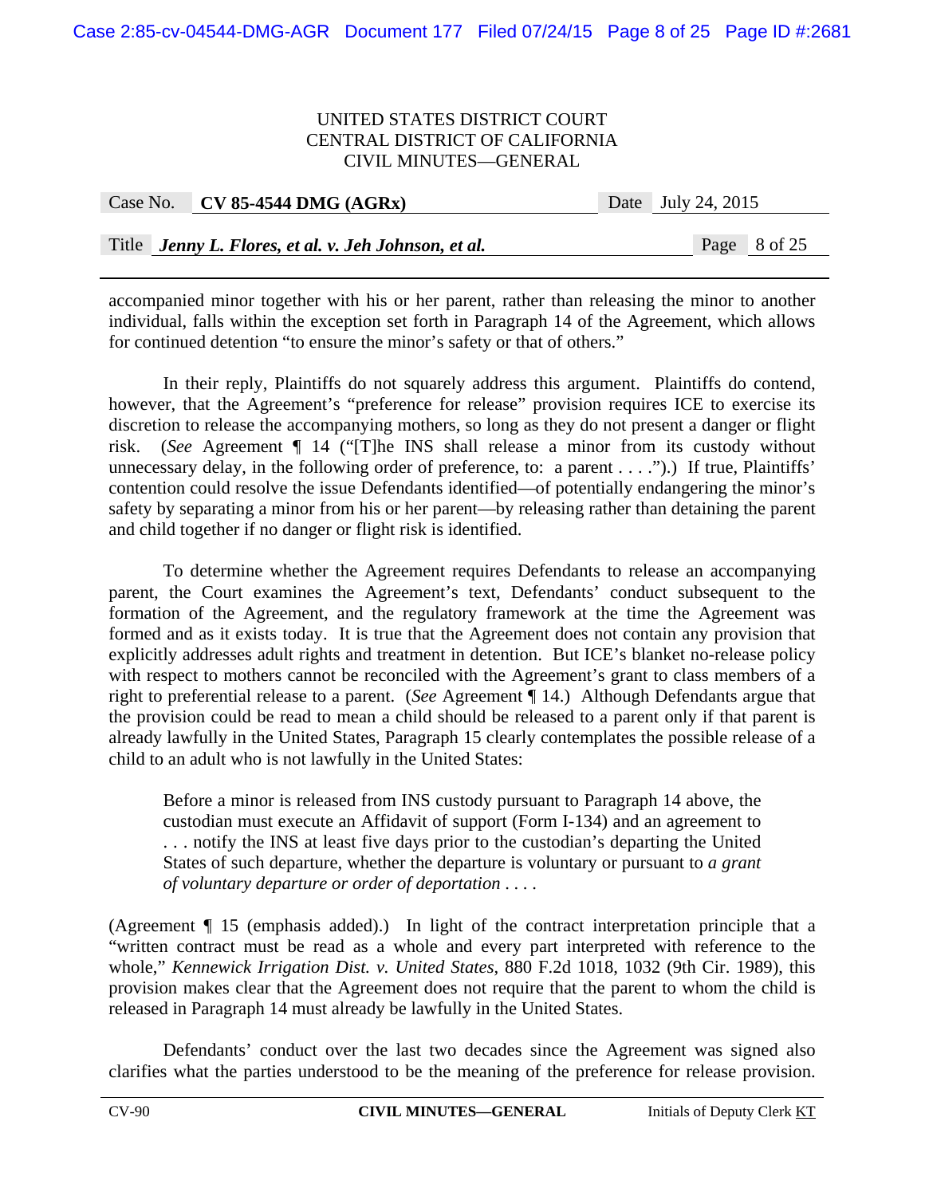accompanied minor together with his or her parent, rather than releasing the minor to another individual, falls within the exception set forth in Paragraph 14 of the Agreement, which allows for continued detention "to ensure the minor's safety or that of others."

In their reply, Plaintiffs do not squarely address this argument. Plaintiffs do contend, however, that the Agreement's "preference for release" provision requires ICE to exercise its discretion to release the accompanying mothers, so long as they do not present a danger or flight risk. (*See* Agreement ¶ 14 ("[T]he INS shall release a minor from its custody without unnecessary delay, in the following order of preference, to: a parent . . . .").) If true, Plaintiffs' contention could resolve the issue Defendants identified—of potentially endangering the minor's safety by separating a minor from his or her parent—by releasing rather than detaining the parent and child together if no danger or flight risk is identified.

To determine whether the Agreement requires Defendants to release an accompanying parent, the Court examines the Agreement's text, Defendants' conduct subsequent to the formation of the Agreement, and the regulatory framework at the time the Agreement was formed and as it exists today. It is true that the Agreement does not contain any provision that explicitly addresses adult rights and treatment in detention. But ICE's blanket no-release policy with respect to mothers cannot be reconciled with the Agreement's grant to class members of a right to preferential release to a parent. (*See* Agreement ¶ 14.) Although Defendants argue that the provision could be read to mean a child should be released to a parent only if that parent is already lawfully in the United States, Paragraph 15 clearly contemplates the possible release of a child to an adult who is not lawfully in the United States:

> Before a minor is released from INS custody pursuant to Paragraph 14 above, the custodian must execute an Affidavit of support (Form I-134) and an agreement to . . . notify the INS at least five days prior to the custodian's departing the United States of such departure, whether the departure is voluntary or pursuant to *a grant of voluntary departure or order of deportation* . . . .

(Agreement ¶ 15 (emphasis added).) In light of the contract interpretation principle that a "written contract must be read as a whole and every part interpreted with reference to the whole," *Kennewick Irrigation Dist. v. United States*, 880 F.2d 1018, 1032 (9th Cir. 1989), this provision makes clear that the Agreement does not require that the parent to whom the child is released in Paragraph 14 must already be lawfully in the United States.

Defendants' conduct over the last two decades since the Agreement was signed also clarifies what the parties understood to be the meaning of the preference for release provision.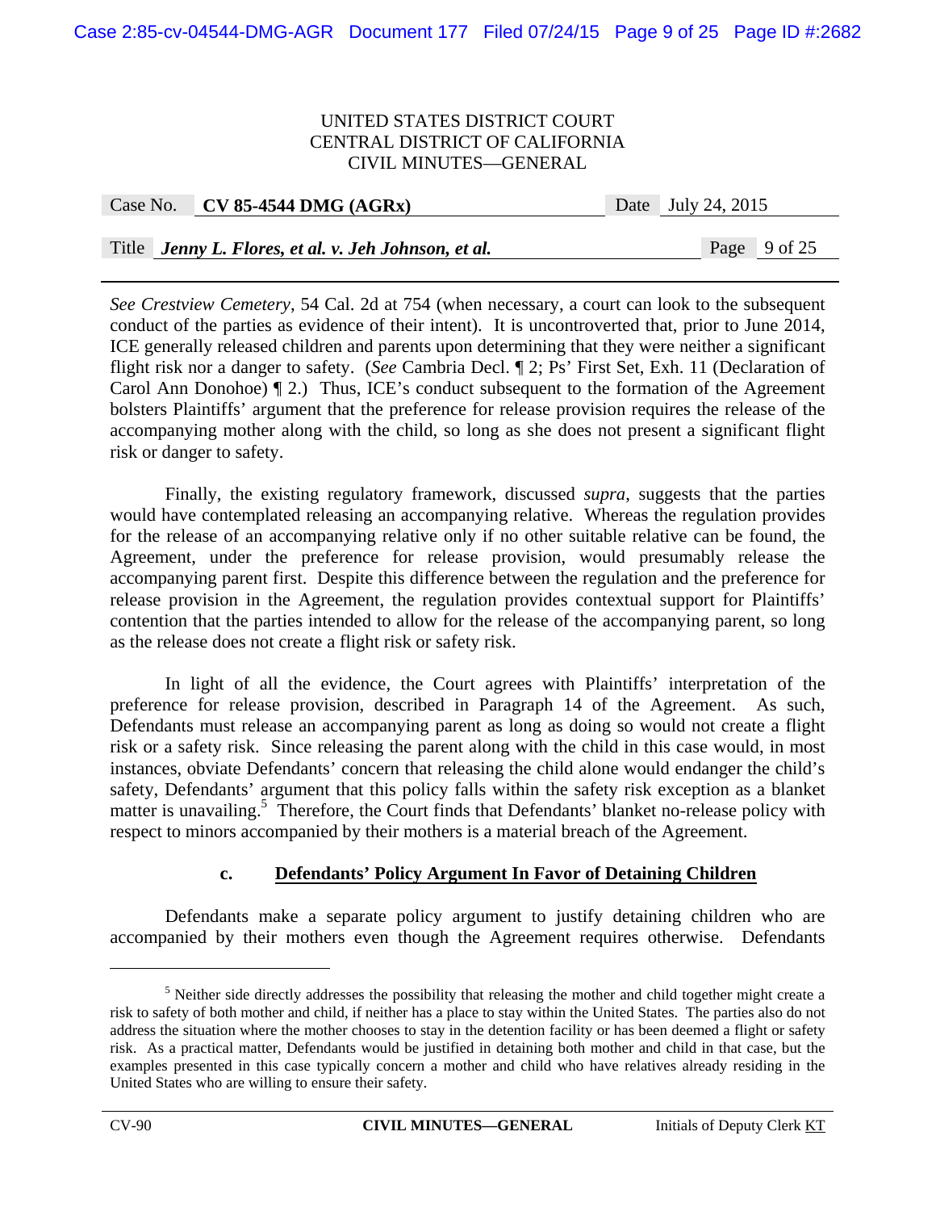*See Crestview Cemetery*, 54 Cal. 2d at 754 (when necessary, a court can look to the subsequent conduct of the parties as evidence of their intent). It is uncontroverted that, prior to June 2014, ICE generally released children and parents upon determining that they were neither a significant flight risk nor a danger to safety. (*See* Cambria Decl. ¶ 2; Ps' First Set, Exh. 11 (Declaration of Carol Ann Donohoe) ¶ 2.) Thus, ICE's conduct subsequent to the formation of the Agreement bolsters Plaintiffs' argument that the preference for release provision requires the release of the accompanying mother along with the child, so long as she does not present a significant flight risk or danger to safety.

Finally, the existing regulatory framework, discussed *supra*, suggests that the parties would have contemplated releasing an accompanying relative. Whereas the regulation provides for the release of an accompanying relative only if no other suitable relative can be found, the Agreement, under the preference for release provision, would presumably release the accompanying parent first. Despite this difference between the regulation and the preference for release provision in the Agreement, the regulation provides contextual support for Plaintiffs' contention that the parties intended to allow for the release of the accompanying parent, so long as the release does not create a flight risk or safety risk.

In light of all the evidence, the Court agrees with Plaintiffs' interpretation of the preference for release provision, described in Paragraph 14 of the Agreement. As such, Defendants must release an accompanying parent as long as doing so would not create a flight risk or a safety risk. Since releasing the parent along with the child in this case would, in most instances, obviate Defendants' concern that releasing the child alone would endanger the child's safety, Defendants' argument that this policy falls within the safety risk exception as a blanket matter is unavailing.[5] Therefore, the Court finds that Defendants' blanket no-release policy with respect to minors accompanied by their mothers is a material breach of the Agreement.

### c. Defendants' Policy Argument In Favor of Detaining Children

Defendants make a separate policy argument to justify detaining children who are accompanied by their mothers even though the Agreement requires otherwise. Defendants

---

[5] Neither side directly addresses the possibility that releasing the mother and child together might create a risk to safety of both mother and child, if neither has a place to stay within the United States. The parties also do not address the situation where the mother chooses to stay in the detention facility or has been deemed a flight or safety risk. As a practical matter, Defendants would be justified in detaining both mother and child in that case, but the examples presented in this case typically concern a mother and child who have relatives already residing in the United States who are willing to ensure their safety.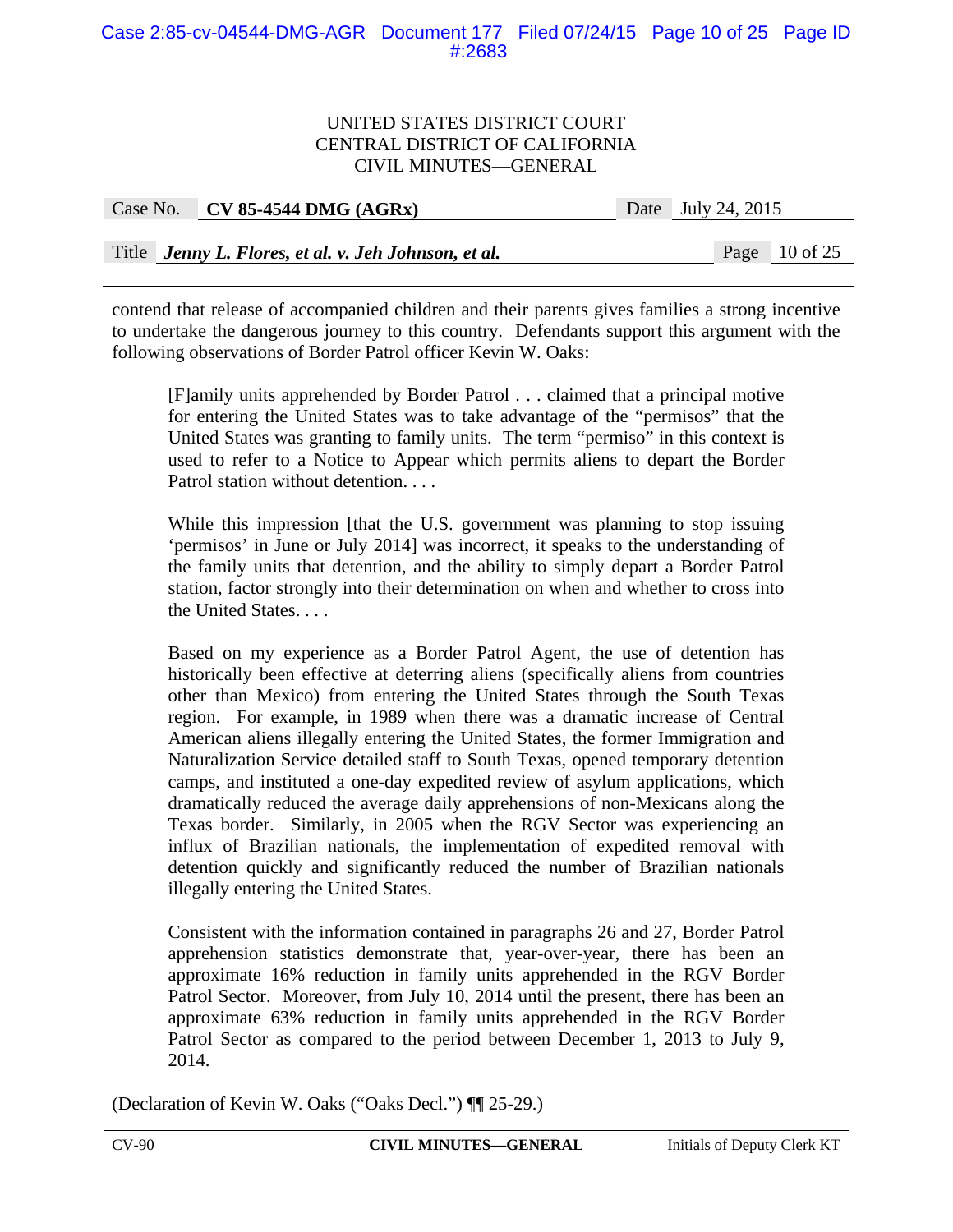contend that release of accompanied children and their parents gives families a strong incentive to undertake the dangerous journey to this country. Defendants support this argument with the following observations of Border Patrol officer Kevin W. Oaks:

> [F]amily units apprehended by Border Patrol . . . claimed that a principal motive for entering the United States was to take advantage of the "permisos" that the United States was granting to family units. The term "permiso" in this context is used to refer to a Notice to Appear which permits aliens to depart the Border Patrol station without detention. . . .
>
> While this impression [that the U.S. government was planning to stop issuing 'permisos' in June or July 2014] was incorrect, it speaks to the understanding of the family units that detention, and the ability to simply depart a Border Patrol station, factor strongly into their determination on when and whether to cross into the United States. . . .
>
> Based on my experience as a Border Patrol Agent, the use of detention has historically been effective at deterring aliens (specifically aliens from countries other than Mexico) from entering the United States through the South Texas region. For example, in 1989 when there was a dramatic increase of Central American aliens illegally entering the United States, the former Immigration and Naturalization Service detailed staff to South Texas, opened temporary detention camps, and instituted a one-day expedited review of asylum applications, which dramatically reduced the average daily apprehensions of non-Mexicans along the Texas border. Similarly, in 2005 when the RGV Sector was experiencing an influx of Brazilian nationals, the implementation of expedited removal with detention quickly and significantly reduced the number of Brazilian nationals illegally entering the United States.
>
> Consistent with the information contained in paragraphs 26 and 27, Border Patrol apprehension statistics demonstrate that, year-over-year, there has been an approximate 16% reduction in family units apprehended in the RGV Border Patrol Sector. Moreover, from July 10, 2014 until the present, there has been an approximate 63% reduction in family units apprehended in the RGV Border Patrol Sector as compared to the period between December 1, 2013 to July 9, 2014.

(Declaration of Kevin W. Oaks ("Oaks Decl.") ¶¶ 25-29.)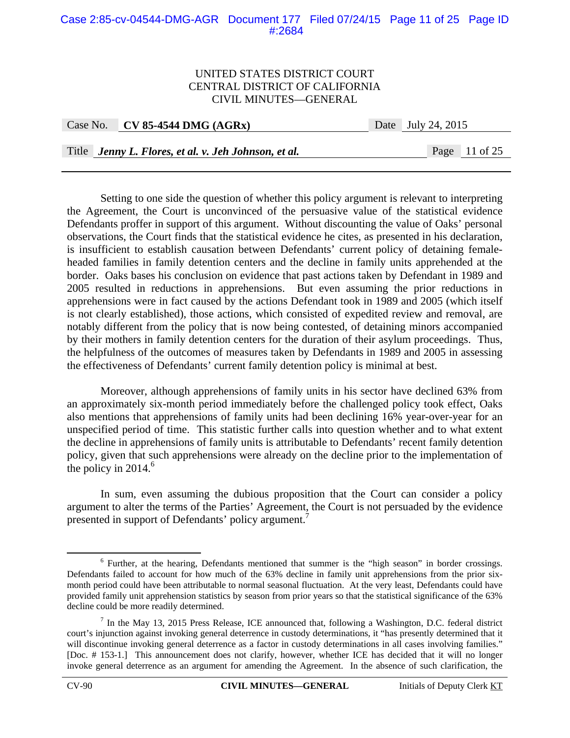Setting to one side the question of whether this policy argument is relevant to interpreting the Agreement, the Court is unconvinced of the persuasive value of the statistical evidence Defendants proffer in support of this argument. Without discounting the value of Oaks' personal observations, the Court finds that the statistical evidence he cites, as presented in his declaration, is insufficient to establish causation between Defendants' current policy of detaining female-headed families in family detention centers and the decline in family units apprehended at the border. Oaks bases his conclusion on evidence that past actions taken by Defendant in 1989 and 2005 resulted in reductions in apprehensions. But even assuming the prior reductions in apprehensions were in fact caused by the actions Defendant took in 1989 and 2005 (which itself is not clearly established), those actions, which consisted of expedited review and removal, are notably different from the policy that is now being contested, of detaining minors accompanied by their mothers in family detention centers for the duration of their asylum proceedings. Thus, the helpfulness of the outcomes of measures taken by Defendants in 1989 and 2005 in assessing the effectiveness of Defendants' current family detention policy is minimal at best.

Moreover, although apprehensions of family units in his sector have declined 63% from an approximately six-month period immediately before the challenged policy took effect, Oaks also mentions that apprehensions of family units had been declining 16% year-over-year for an unspecified period of time. This statistic further calls into question whether and to what extent the decline in apprehensions of family units is attributable to Defendants' recent family detention policy, given that such apprehensions were already on the decline prior to the implementation of the policy in 2014.[6]

In sum, even assuming the dubious proposition that the Court can consider a policy argument to alter the terms of the Parties' Agreement, the Court is not persuaded by the evidence presented in support of Defendants' policy argument.[7]

---

[6] Further, at the hearing, Defendants mentioned that summer is the "high season" in border crossings. Defendants failed to account for how much of the 63% decline in family unit apprehensions from the prior six-month period could have been attributable to normal seasonal fluctuation. At the very least, Defendants could have provided family unit apprehension statistics by season from prior years so that the statistical significance of the 63% decline could be more readily determined.

[7] In the May 13, 2015 Press Release, ICE announced that, following a Washington, D.C. federal district court's injunction against invoking general deterrence in custody determinations, it "has presently determined that it will discontinue invoking general deterrence as a factor in custody determinations in all cases involving families." [Doc. # 153-1.] This announcement does not clarify, however, whether ICE has decided that it will no longer invoke general deterrence as an argument for amending the Agreement. In the absence of such clarification, the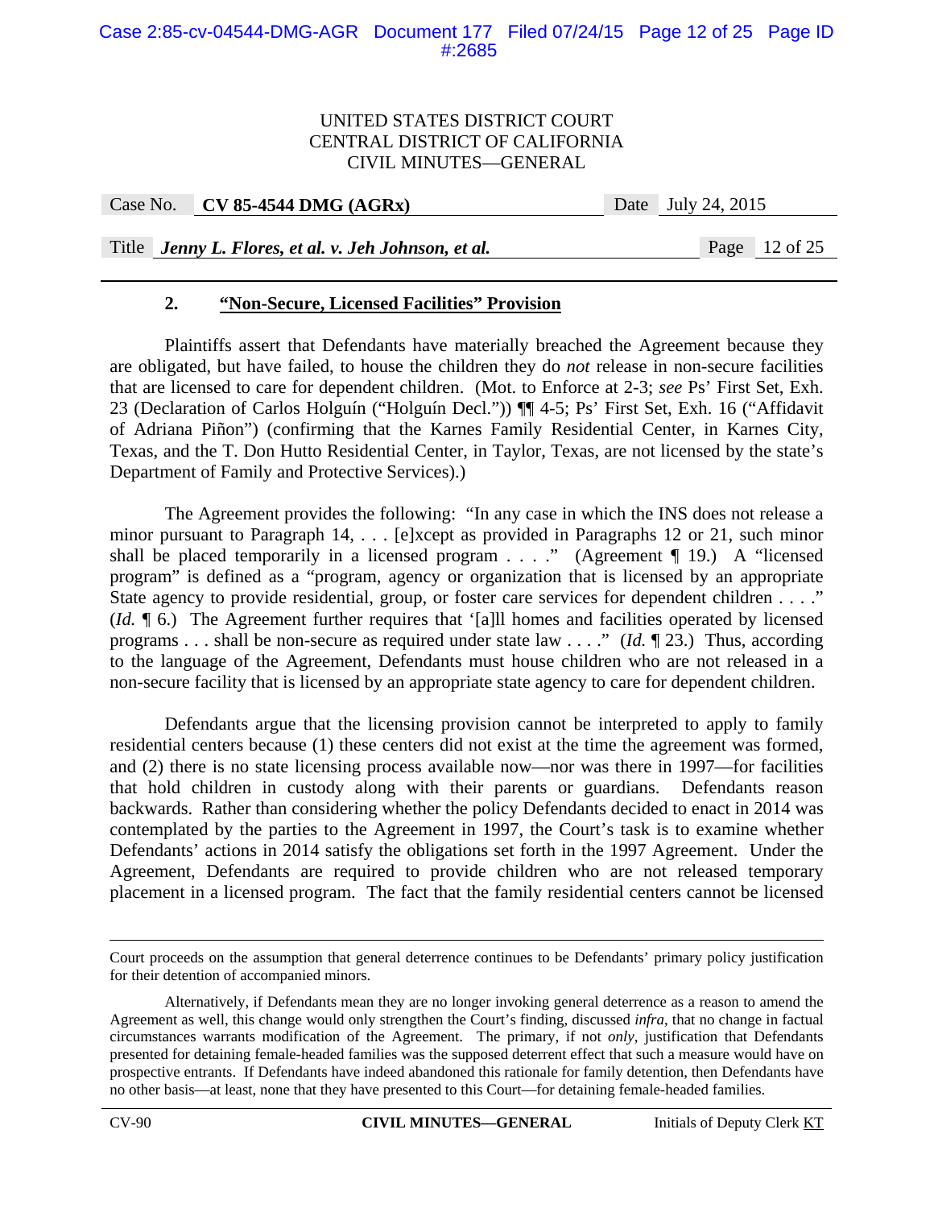### 2. **"Non-Secure, Licensed Facilities" Provision**

Plaintiffs assert that Defendants have materially breached the Agreement because they are obligated, but have failed, to house the children they do *not* release in non-secure facilities that are licensed to care for dependent children. (Mot. to Enforce at 2-3; *see* Ps' First Set, Exh. 23 (Declaration of Carlos Holguín ("Holguín Decl.")) ¶¶ 4-5; Ps' First Set, Exh. 16 ("Affidavit of Adriana Piñon") (confirming that the Karnes Family Residential Center, in Karnes City, Texas, and the T. Don Hutto Residential Center, in Taylor, Texas, are not licensed by the state's Department of Family and Protective Services).)

The Agreement provides the following: "In any case in which the INS does not release a minor pursuant to Paragraph 14, . . . [e]xcept as provided in Paragraphs 12 or 21, such minor shall be placed temporarily in a licensed program . . . ." (Agreement ¶ 19.) A "licensed program" is defined as a "program, agency or organization that is licensed by an appropriate State agency to provide residential, group, or foster care services for dependent children . . . ." (*Id.* ¶ 6.) The Agreement further requires that '[a]ll homes and facilities operated by licensed programs . . . shall be non-secure as required under state law . . . ." (*Id.* ¶ 23.) Thus, according to the language of the Agreement, Defendants must house children who are not released in a non-secure facility that is licensed by an appropriate state agency to care for dependent children.

Defendants argue that the licensing provision cannot be interpreted to apply to family residential centers because (1) these centers did not exist at the time the agreement was formed, and (2) there is no state licensing process available now—nor was there in 1997—for facilities that hold children in custody along with their parents or guardians. Defendants reason backwards. Rather than considering whether the policy Defendants decided to enact in 2014 was contemplated by the parties to the Agreement in 1997, the Court's task is to examine whether Defendants' actions in 2014 satisfy the obligations set forth in the 1997 Agreement. Under the Agreement, Defendants are required to provide children who are not released temporary placement in a licensed program. The fact that the family residential centers cannot be licensed

---

Court proceeds on the assumption that general deterrence continues to be Defendants' primary policy justification for their detention of accompanied minors.

Alternatively, if Defendants mean they are no longer invoking general deterrence as a reason to amend the Agreement as well, this change would only strengthen the Court's finding, discussed *infra*, that no change in factual circumstances warrants modification of the Agreement. The primary, if not *only*, justification that Defendants presented for detaining female-headed families was the supposed deterrent effect that such a measure would have on prospective entrants. If Defendants have indeed abandoned this rationale for family detention, then Defendants have no other basis—at least, none that they have presented to this Court—for detaining female-headed families.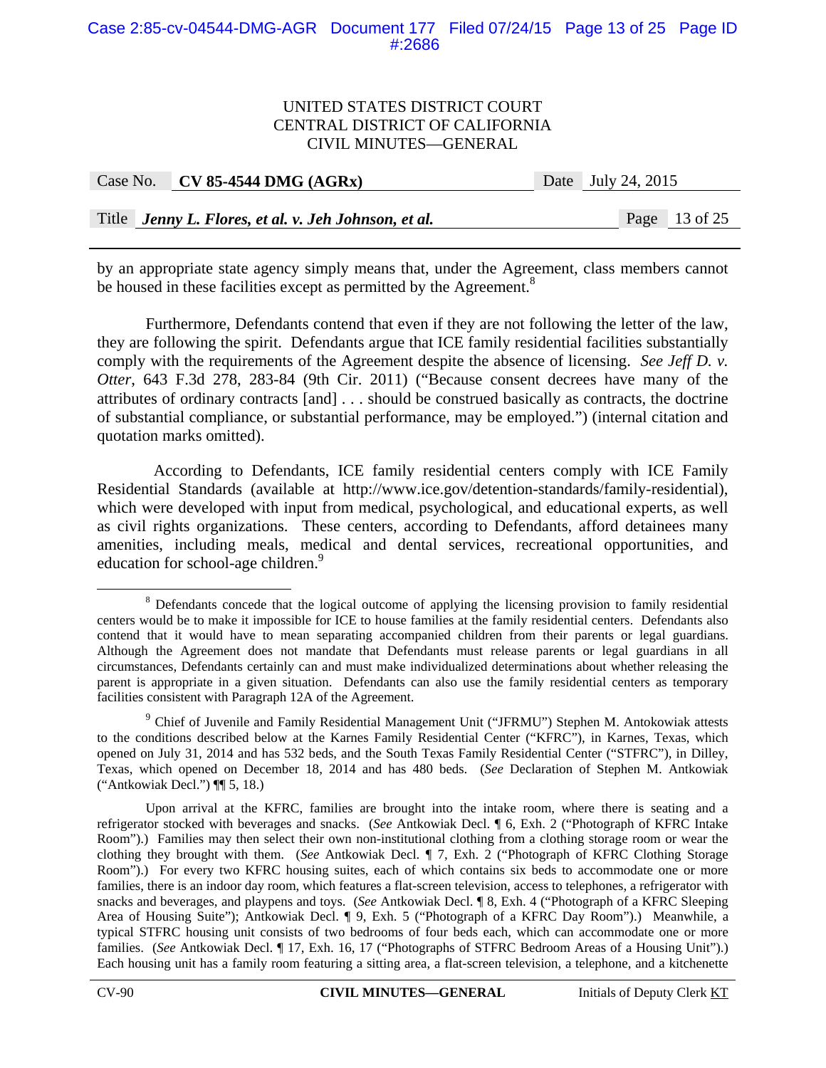by an appropriate state agency simply means that, under the Agreement, class members cannot be housed in these facilities except as permitted by the Agreement.[8]

Furthermore, Defendants contend that even if they are not following the letter of the law, they are following the spirit. Defendants argue that ICE family residential facilities substantially comply with the requirements of the Agreement despite the absence of licensing. *See Jeff D. v. Otter*, 643 F.3d 278, 283-84 (9th Cir. 2011) ("Because consent decrees have many of the attributes of ordinary contracts [and] . . . should be construed basically as contracts, the doctrine of substantial compliance, or substantial performance, may be employed.") (internal citation and quotation marks omitted).

According to Defendants, ICE family residential centers comply with ICE Family Residential Standards (available at http://www.ice.gov/detention-standards/family-residential), which were developed with input from medical, psychological, and educational experts, as well as civil rights organizations. These centers, according to Defendants, afford detainees many amenities, including meals, medical and dental services, recreational opportunities, and education for school-age children.[9]

---

[8] Defendants concede that the logical outcome of applying the licensing provision to family residential centers would be to make it impossible for ICE to house families at the family residential centers. Defendants also contend that it would have to mean separating accompanied children from their parents or legal guardians. Although the Agreement does not mandate that Defendants must release parents or legal guardians in all circumstances, Defendants certainly can and must make individualized determinations about whether releasing the parent is appropriate in a given situation. Defendants can also use the family residential centers as temporary facilities consistent with Paragraph 12A of the Agreement.

[9] Chief of Juvenile and Family Residential Management Unit ("JFRMU") Stephen M. Antokowiak attests to the conditions described below at the Karnes Family Residential Center ("KFRC"), in Karnes, Texas, which opened on July 31, 2014 and has 532 beds, and the South Texas Family Residential Center ("STFRC"), in Dilley, Texas, which opened on December 18, 2014 and has 480 beds. (*See* Declaration of Stephen M. Antkowiak ("Antkowiak Decl.") ¶¶ 5, 18.)

Upon arrival at the KFRC, families are brought into the intake room, where there is seating and a refrigerator stocked with beverages and snacks. (*See* Antkowiak Decl. ¶ 6, Exh. 2 ("Photograph of KFRC Intake Room").) Families may then select their own non-institutional clothing from a clothing storage room or wear the clothing they brought with them. (*See* Antkowiak Decl. ¶ 7, Exh. 2 ("Photograph of KFRC Clothing Storage Room").) For every two KFRC housing suites, each of which contains six beds to accommodate one or more families, there is an indoor day room, which features a flat-screen television, access to telephones, a refrigerator with snacks and beverages, and playpens and toys. (*See* Antkowiak Decl. ¶ 8, Exh. 4 ("Photograph of a KFRC Sleeping Area of Housing Suite"); Antkowiak Decl. ¶ 9, Exh. 5 ("Photograph of a KFRC Day Room").) Meanwhile, a typical STFRC housing unit consists of two bedrooms of four beds each, which can accommodate one or more families. (*See* Antkowiak Decl. ¶ 17, Exh. 16, 17 ("Photographs of STFRC Bedroom Areas of a Housing Unit").) Each housing unit has a family room featuring a sitting area, a flat-screen television, a telephone, and a kitchenette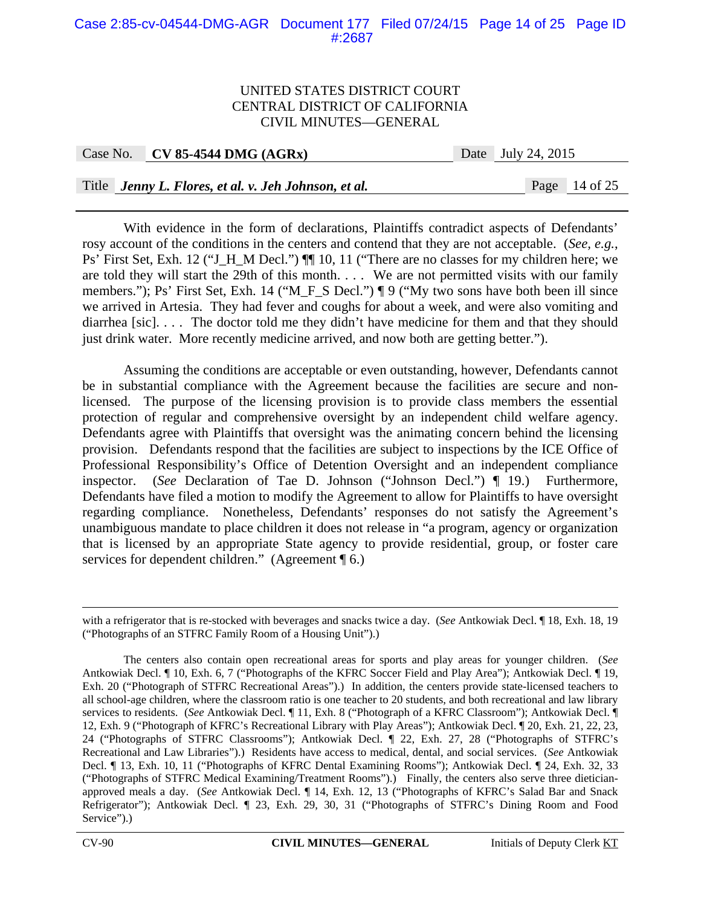With evidence in the form of declarations, Plaintiffs contradict aspects of Defendants' rosy account of the conditions in the centers and contend that they are not acceptable. (*See, e.g.*, Ps' First Set, Exh. 12 ("J_H_M Decl.") ¶¶ 10, 11 ("There are no classes for my children here; we are told they will start the 29th of this month. . . . We are not permitted visits with our family members."); Ps' First Set, Exh. 14 ("M_F_S Decl.") ¶ 9 ("My two sons have both been ill since we arrived in Artesia. They had fever and coughs for about a week, and were also vomiting and diarrhea [sic]. . . . The doctor told me they didn't have medicine for them and that they should just drink water. More recently medicine arrived, and now both are getting better.").

Assuming the conditions are acceptable or even outstanding, however, Defendants cannot be in substantial compliance with the Agreement because the facilities are secure and non-licensed. The purpose of the licensing provision is to provide class members the essential protection of regular and comprehensive oversight by an independent child welfare agency. Defendants agree with Plaintiffs that oversight was the animating concern behind the licensing provision. Defendants respond that the facilities are subject to inspections by the ICE Office of Professional Responsibility's Office of Detention Oversight and an independent compliance inspector. (*See* Declaration of Tae D. Johnson ("Johnson Decl.") ¶ 19.) Furthermore, Defendants have filed a motion to modify the Agreement to allow for Plaintiffs to have oversight regarding compliance. Nonetheless, Defendants' responses do not satisfy the Agreement's unambiguous mandate to place children it does not release in "a program, agency or organization that is licensed by an appropriate State agency to provide residential, group, or foster care services for dependent children." (Agreement ¶ 6.)

---

with a refrigerator that is re-stocked with beverages and snacks twice a day. (*See* Antkowiak Decl. ¶ 18, Exh. 18, 19 ("Photographs of an STFRC Family Room of a Housing Unit").)

The centers also contain open recreational areas for sports and play areas for younger children. (*See* Antkowiak Decl. ¶ 10, Exh. 6, 7 ("Photographs of the KFRC Soccer Field and Play Area"); Antkowiak Decl. ¶ 19, Exh. 20 ("Photograph of STFRC Recreational Areas").) In addition, the centers provide state-licensed teachers to all school-age children, where the classroom ratio is one teacher to 20 students, and both recreational and law library services to residents. (*See* Antkowiak Decl. ¶ 11, Exh. 8 ("Photograph of a KFRC Classroom"); Antkowiak Decl. ¶ 12, Exh. 9 ("Photograph of KFRC's Recreational Library with Play Areas"); Antkowiak Decl. ¶ 20, Exh. 21, 22, 23, 24 ("Photographs of STFRC Classrooms"); Antkowiak Decl. ¶ 22, Exh. 27, 28 ("Photographs of STFRC's Recreational and Law Libraries").) Residents have access to medical, dental, and social services. (*See* Antkowiak Decl. ¶ 13, Exh. 10, 11 ("Photographs of KFRC Dental Examining Rooms"); Antkowiak Decl. ¶ 24, Exh. 32, 33 ("Photographs of STFRC Medical Examining/Treatment Rooms").) Finally, the centers also serve three dietician-approved meals a day. (*See* Antkowiak Decl. ¶ 14, Exh. 12, 13 ("Photographs of KFRC's Salad Bar and Snack Refrigerator"); Antkowiak Decl. ¶ 23, Exh. 29, 30, 31 ("Photographs of STFRC's Dining Room and Food Service").)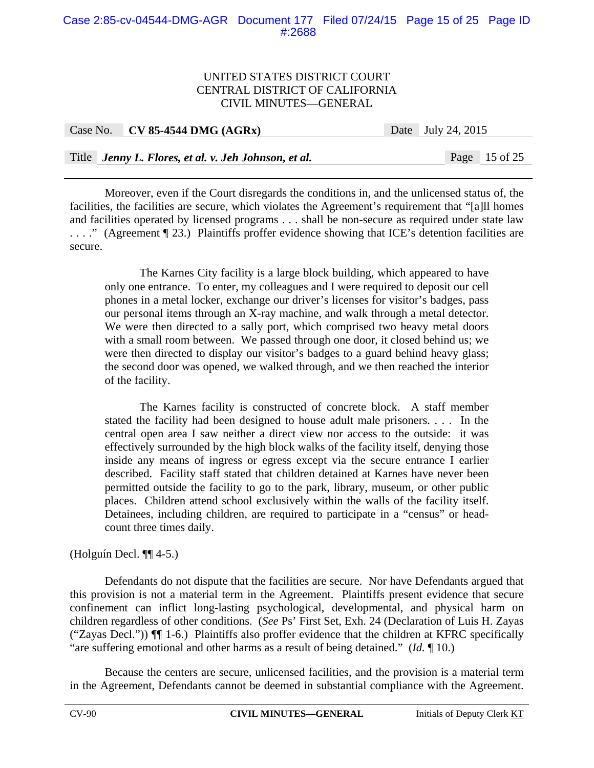Moreover, even if the Court disregards the conditions in, and the unlicensed status of, the facilities, the facilities are secure, which violates the Agreement's requirement that "[a]ll homes and facilities operated by licensed programs . . . shall be non-secure as required under state law . . . ." (Agreement ¶ 23.) Plaintiffs proffer evidence showing that ICE's detention facilities are secure.

> The Karnes City facility is a large block building, which appeared to have only one entrance. To enter, my colleagues and I were required to deposit our cell phones in a metal locker, exchange our driver's licenses for visitor's badges, pass our personal items through an X-ray machine, and walk through a metal detector. We were then directed to a sally port, which comprised two heavy metal doors with a small room between. We passed through one door, it closed behind us; we were then directed to display our visitor's badges to a guard behind heavy glass; the second door was opened, we walked through, and we then reached the interior of the facility.
>
> The Karnes facility is constructed of concrete block. A staff member stated the facility had been designed to house adult male prisoners. . . . In the central open area I saw neither a direct view nor access to the outside: it was effectively surrounded by the high block walks of the facility itself, denying those inside any means of ingress or egress except via the secure entrance I earlier described. Facility staff stated that children detained at Karnes have never been permitted outside the facility to go to the park, library, museum, or other public places. Children attend school exclusively within the walls of the facility itself. Detainees, including children, are required to participate in a "census" or head-count three times daily.

(Holguín Decl. ¶¶ 4-5.)

Defendants do not dispute that the facilities are secure. Nor have Defendants argued that this provision is not a material term in the Agreement. Plaintiffs present evidence that secure confinement can inflict long-lasting psychological, developmental, and physical harm on children regardless of other conditions. (*See* Ps' First Set, Exh. 24 (Declaration of Luis H. Zayas ("Zayas Decl.")) ¶¶ 1-6.) Plaintiffs also proffer evidence that the children at KFRC specifically "are suffering emotional and other harms as a result of being detained." (*Id.* ¶ 10.)

Because the centers are secure, unlicensed facilities, and the provision is a material term in the Agreement, Defendants cannot be deemed in substantial compliance with the Agreement.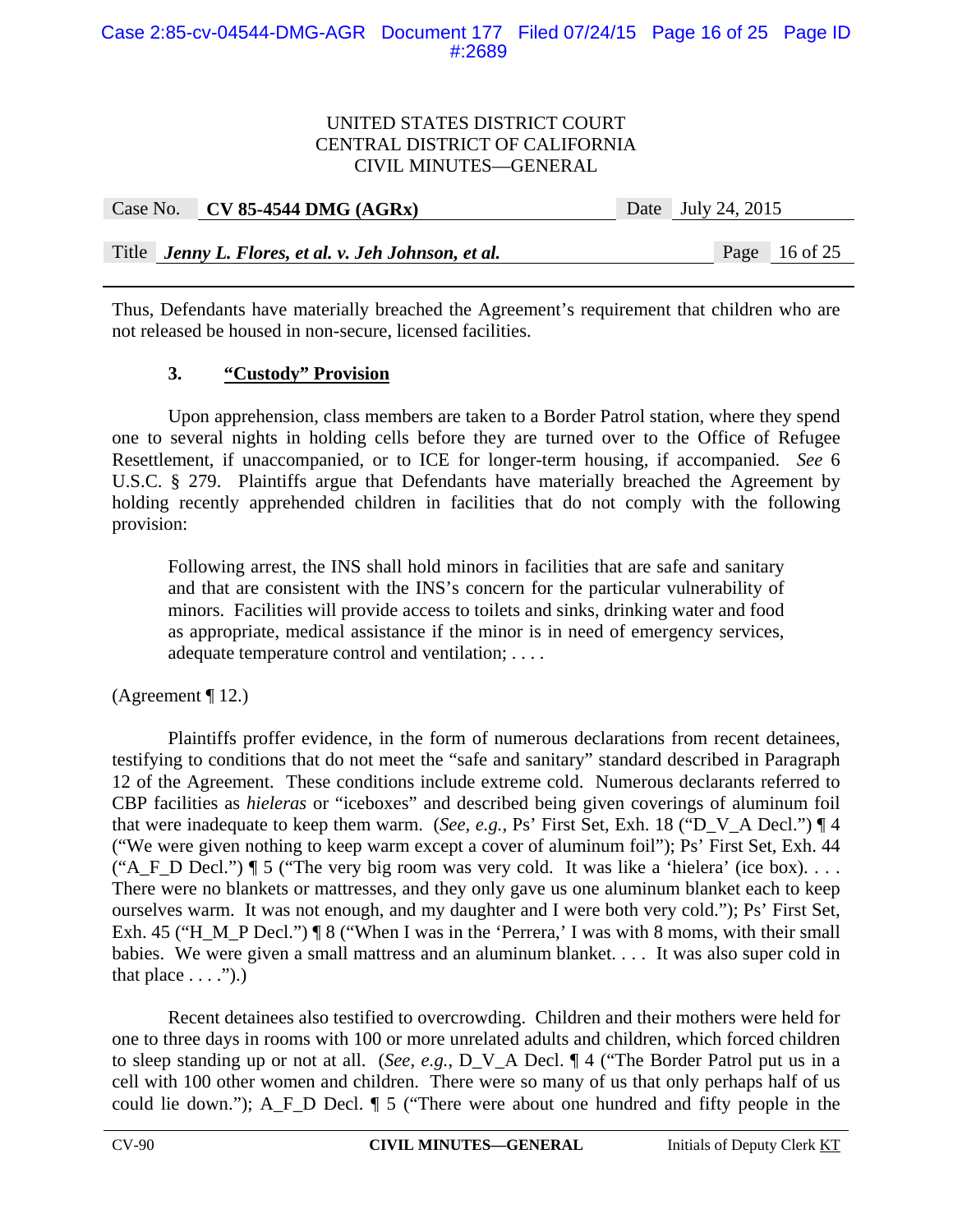Thus, Defendants have materially breached the Agreement's requirement that children who are not released be housed in non-secure, licensed facilities.

### 3. <u>"Custody" Provision</u>

Upon apprehension, class members are taken to a Border Patrol station, where they spend one to several nights in holding cells before they are turned over to the Office of Refugee Resettlement, if unaccompanied, or to ICE for longer-term housing, if accompanied. *See* 6 U.S.C. § 279. Plaintiffs argue that Defendants have materially breached the Agreement by holding recently apprehended children in facilities that do not comply with the following provision:

> Following arrest, the INS shall hold minors in facilities that are safe and sanitary and that are consistent with the INS's concern for the particular vulnerability of minors. Facilities will provide access to toilets and sinks, drinking water and food as appropriate, medical assistance if the minor is in need of emergency services, adequate temperature control and ventilation; . . . .

(Agreement ¶ 12.)

Plaintiffs proffer evidence, in the form of numerous declarations from recent detainees, testifying to conditions that do not meet the "safe and sanitary" standard described in Paragraph 12 of the Agreement. These conditions include extreme cold. Numerous declarants referred to CBP facilities as *hieleras* or "iceboxes" and described being given coverings of aluminum foil that were inadequate to keep them warm. (*See, e.g.*, Ps' First Set, Exh. 18 ("D_V_A Decl.") ¶ 4 ("We were given nothing to keep warm except a cover of aluminum foil"); Ps' First Set, Exh. 44 ("A_F_D Decl.") ¶ 5 ("The very big room was very cold. It was like a 'hielera' (ice box). . . . There were no blankets or mattresses, and they only gave us one aluminum blanket each to keep ourselves warm. It was not enough, and my daughter and I were both very cold."); Ps' First Set, Exh. 45 ("H_M_P Decl.") ¶ 8 ("When I was in the 'Perrera,' I was with 8 moms, with their small babies. We were given a small mattress and an aluminum blanket. . . . It was also super cold in that place . . . .").)

Recent detainees also testified to overcrowding. Children and their mothers were held for one to three days in rooms with 100 or more unrelated adults and children, which forced children to sleep standing up or not at all. (*See, e.g.*, D_V_A Decl. ¶ 4 ("The Border Patrol put us in a cell with 100 other women and children. There were so many of us that only perhaps half of us could lie down."); A_F_D Decl. ¶ 5 ("There were about one hundred and fifty people in the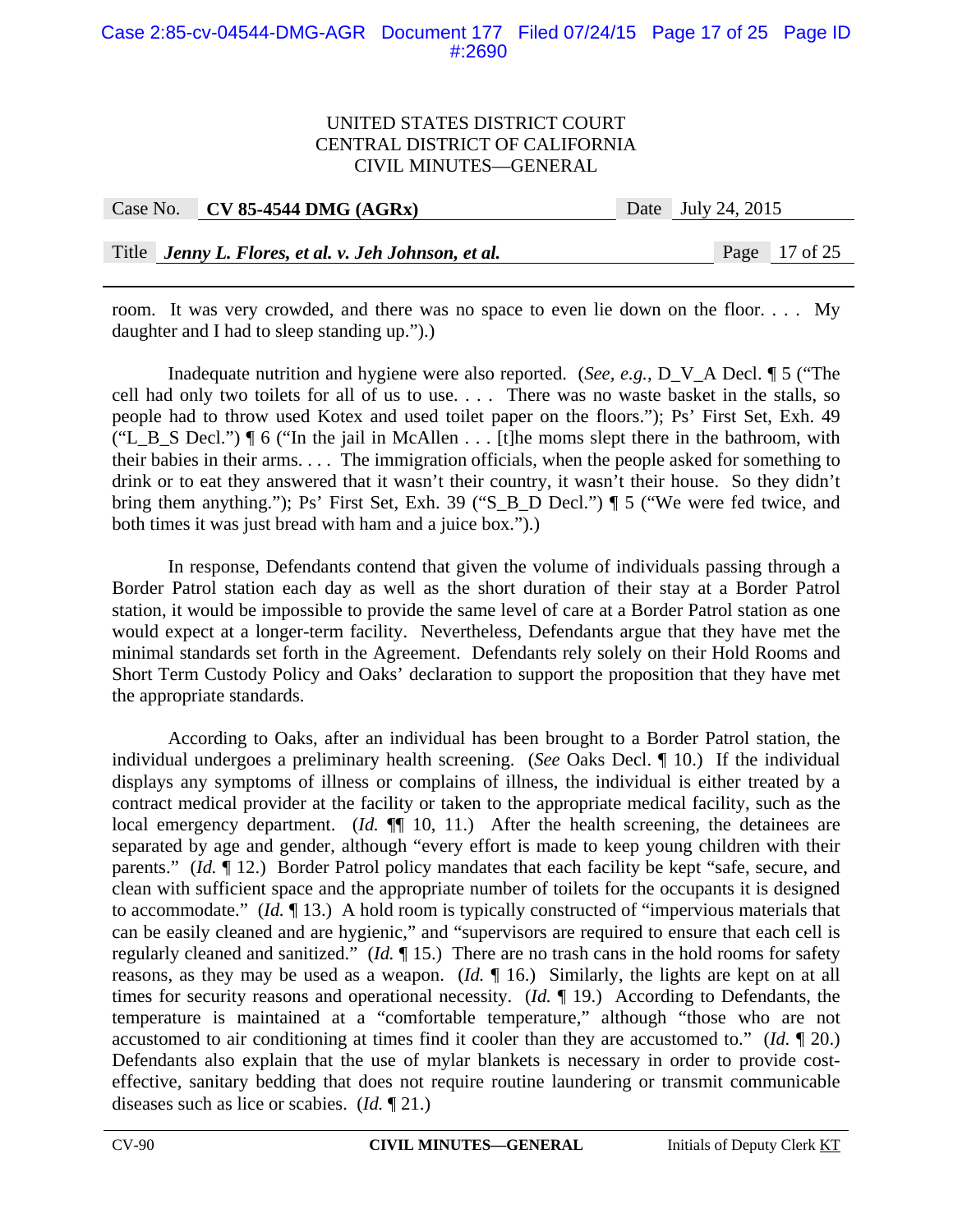room. It was very crowded, and there was no space to even lie down on the floor. . . . My daughter and I had to sleep standing up.").)

Inadequate nutrition and hygiene were also reported. (*See, e.g.*, D_V_A Decl. ¶ 5 ("The cell had only two toilets for all of us to use. . . . There was no waste basket in the stalls, so people had to throw used Kotex and used toilet paper on the floors."); Ps' First Set, Exh. 49 ("L_B_S Decl.") ¶ 6 ("In the jail in McAllen . . . [t]he moms slept there in the bathroom, with their babies in their arms. . . . The immigration officials, when the people asked for something to drink or to eat they answered that it wasn't their country, it wasn't their house. So they didn't bring them anything."); Ps' First Set, Exh. 39 ("S_B_D Decl.") ¶ 5 ("We were fed twice, and both times it was just bread with ham and a juice box.").)

In response, Defendants contend that given the volume of individuals passing through a Border Patrol station each day as well as the short duration of their stay at a Border Patrol station, it would be impossible to provide the same level of care at a Border Patrol station as one would expect at a longer-term facility. Nevertheless, Defendants argue that they have met the minimal standards set forth in the Agreement. Defendants rely solely on their Hold Rooms and Short Term Custody Policy and Oaks' declaration to support the proposition that they have met the appropriate standards.

According to Oaks, after an individual has been brought to a Border Patrol station, the individual undergoes a preliminary health screening. (*See* Oaks Decl. ¶ 10.) If the individual displays any symptoms of illness or complains of illness, the individual is either treated by a contract medical provider at the facility or taken to the appropriate medical facility, such as the local emergency department. (*Id.* ¶¶ 10, 11.) After the health screening, the detainees are separated by age and gender, although "every effort is made to keep young children with their parents." (*Id.* ¶ 12.) Border Patrol policy mandates that each facility be kept "safe, secure, and clean with sufficient space and the appropriate number of toilets for the occupants it is designed to accommodate." (*Id.* ¶ 13.) A hold room is typically constructed of "impervious materials that can be easily cleaned and are hygienic," and "supervisors are required to ensure that each cell is regularly cleaned and sanitized." (*Id.* ¶ 15.) There are no trash cans in the hold rooms for safety reasons, as they may be used as a weapon. (*Id.* ¶ 16.) Similarly, the lights are kept on at all times for security reasons and operational necessity. (*Id.* ¶ 19.) According to Defendants, the temperature is maintained at a "comfortable temperature," although "those who are not accustomed to air conditioning at times find it cooler than they are accustomed to." (*Id.* ¶ 20.) Defendants also explain that the use of mylar blankets is necessary in order to provide cost-effective, sanitary bedding that does not require routine laundering or transmit communicable diseases such as lice or scabies. (*Id.* ¶ 21.)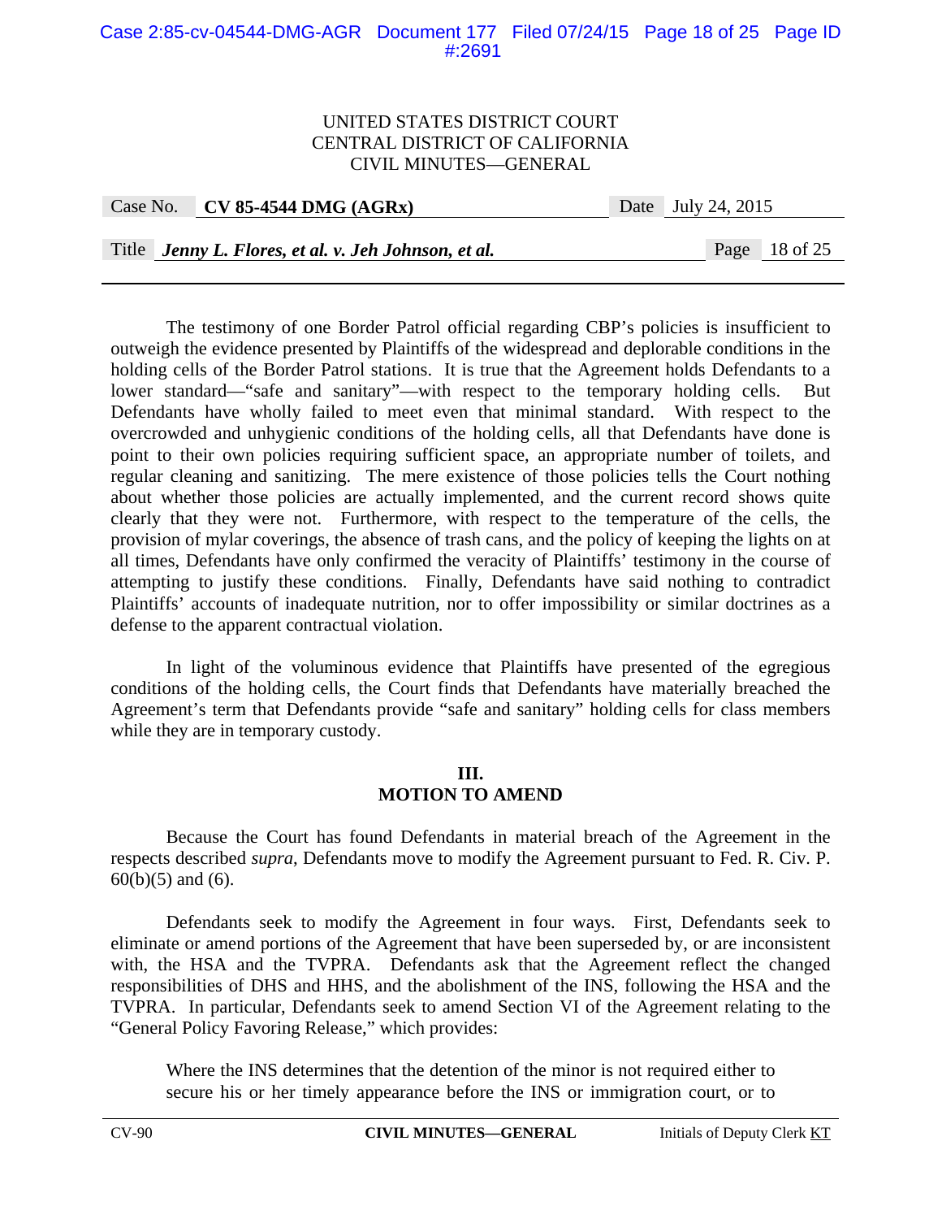The testimony of one Border Patrol official regarding CBP's policies is insufficient to outweigh the evidence presented by Plaintiffs of the widespread and deplorable conditions in the holding cells of the Border Patrol stations. It is true that the Agreement holds Defendants to a lower standard—"safe and sanitary"—with respect to the temporary holding cells. But Defendants have wholly failed to meet even that minimal standard. With respect to the overcrowded and unhygienic conditions of the holding cells, all that Defendants have done is point to their own policies requiring sufficient space, an appropriate number of toilets, and regular cleaning and sanitizing. The mere existence of those policies tells the Court nothing about whether those policies are actually implemented, and the current record shows quite clearly that they were not. Furthermore, with respect to the temperature of the cells, the provision of mylar coverings, the absence of trash cans, and the policy of keeping the lights on at all times, Defendants have only confirmed the veracity of Plaintiffs' testimony in the course of attempting to justify these conditions. Finally, Defendants have said nothing to contradict Plaintiffs' accounts of inadequate nutrition, nor to offer impossibility or similar doctrines as a defense to the apparent contractual violation.

In light of the voluminous evidence that Plaintiffs have presented of the egregious conditions of the holding cells, the Court finds that Defendants have materially breached the Agreement's term that Defendants provide "safe and sanitary" holding cells for class members while they are in temporary custody.

## III.
## MOTION TO AMEND

Because the Court has found Defendants in material breach of the Agreement in the respects described *supra*, Defendants move to modify the Agreement pursuant to Fed. R. Civ. P. 60(b)(5) and (6).

Defendants seek to modify the Agreement in four ways. First, Defendants seek to eliminate or amend portions of the Agreement that have been superseded by, or are inconsistent with, the HSA and the TVPRA. Defendants ask that the Agreement reflect the changed responsibilities of DHS and HHS, and the abolishment of the INS, following the HSA and the TVPRA. In particular, Defendants seek to amend Section VI of the Agreement relating to the "General Policy Favoring Release," which provides:

> Where the INS determines that the detention of the minor is not required either to secure his or her timely appearance before the INS or immigration court, or to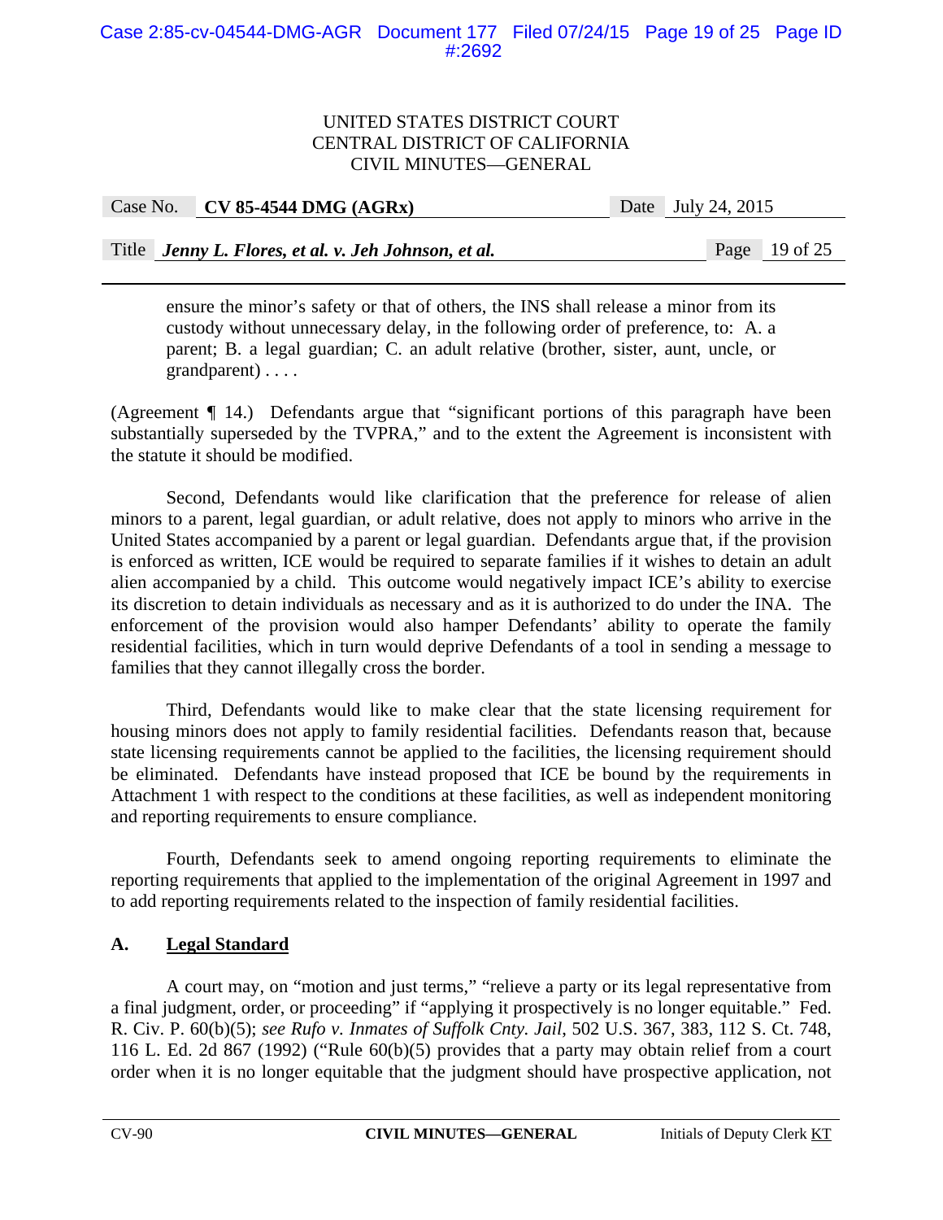> ensure the minor's safety or that of others, the INS shall release a minor from its custody without unnecessary delay, in the following order of preference, to: A. a parent; B. a legal guardian; C. an adult relative (brother, sister, aunt, uncle, or grandparent) . . . .

(Agreement ¶ 14.) Defendants argue that "significant portions of this paragraph have been substantially superseded by the TVPRA," and to the extent the Agreement is inconsistent with the statute it should be modified.

Second, Defendants would like clarification that the preference for release of alien minors to a parent, legal guardian, or adult relative, does not apply to minors who arrive in the United States accompanied by a parent or legal guardian. Defendants argue that, if the provision is enforced as written, ICE would be required to separate families if it wishes to detain an adult alien accompanied by a child. This outcome would negatively impact ICE's ability to exercise its discretion to detain individuals as necessary and as it is authorized to do under the INA. The enforcement of the provision would also hamper Defendants' ability to operate the family residential facilities, which in turn would deprive Defendants of a tool in sending a message to families that they cannot illegally cross the border.

Third, Defendants would like to make clear that the state licensing requirement for housing minors does not apply to family residential facilities. Defendants reason that, because state licensing requirements cannot be applied to the facilities, the licensing requirement should be eliminated. Defendants have instead proposed that ICE be bound by the requirements in Attachment 1 with respect to the conditions at these facilities, as well as independent monitoring and reporting requirements to ensure compliance.

Fourth, Defendants seek to amend ongoing reporting requirements to eliminate the reporting requirements that applied to the implementation of the original Agreement in 1997 and to add reporting requirements related to the inspection of family residential facilities.

### A. Legal Standard

A court may, on "motion and just terms," "relieve a party or its legal representative from a final judgment, order, or proceeding" if "applying it prospectively is no longer equitable." Fed. R. Civ. P. 60(b)(5); *see Rufo v. Inmates of Suffolk Cnty. Jail*, 502 U.S. 367, 383, 112 S. Ct. 748, 116 L. Ed. 2d 867 (1992) ("Rule 60(b)(5) provides that a party may obtain relief from a court order when it is no longer equitable that the judgment should have prospective application, not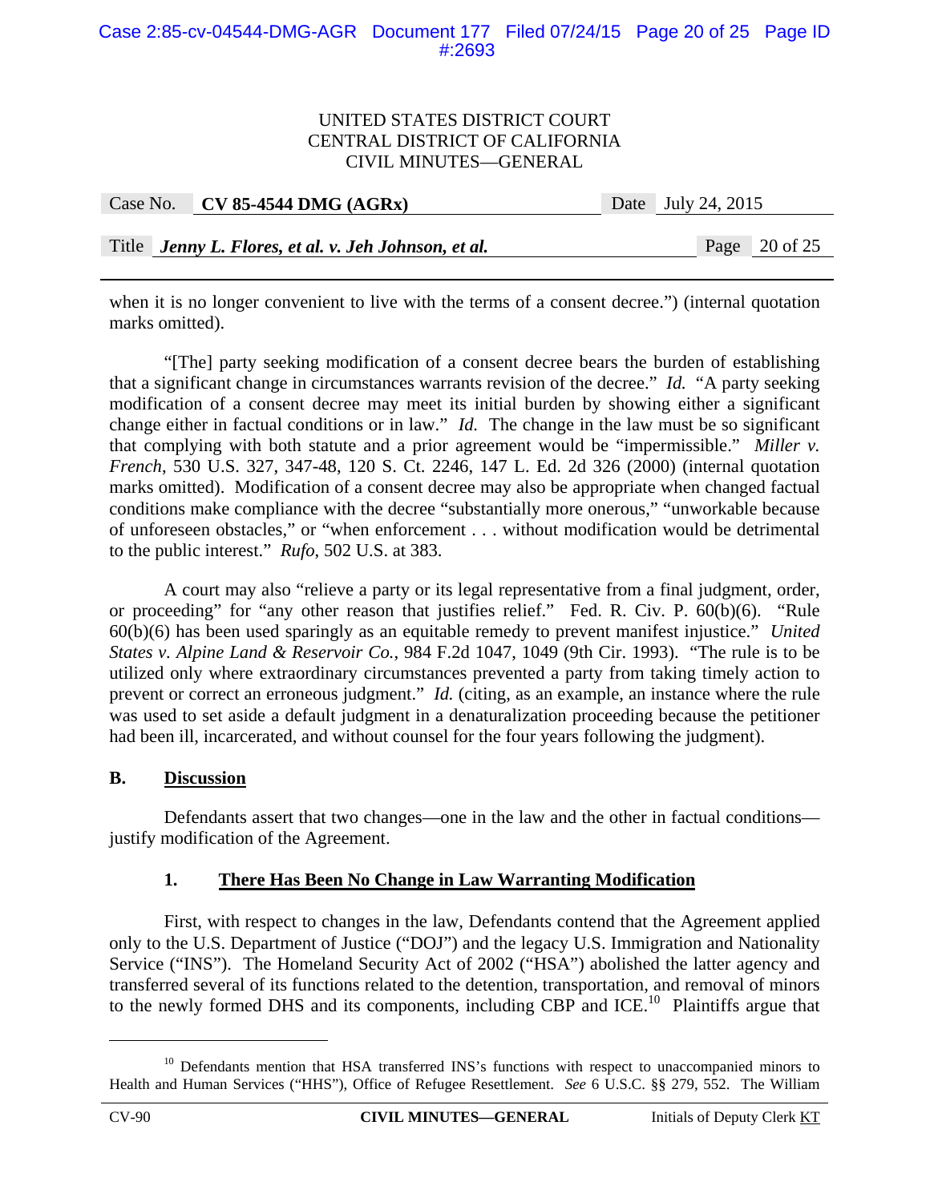when it is no longer convenient to live with the terms of a consent decree.") (internal quotation marks omitted).

"[The] party seeking modification of a consent decree bears the burden of establishing that a significant change in circumstances warrants revision of the decree." *Id.* "A party seeking modification of a consent decree may meet its initial burden by showing either a significant change either in factual conditions or in law." *Id.* The change in the law must be so significant that complying with both statute and a prior agreement would be "impermissible." *Miller v. French*, 530 U.S. 327, 347-48, 120 S. Ct. 2246, 147 L. Ed. 2d 326 (2000) (internal quotation marks omitted). Modification of a consent decree may also be appropriate when changed factual conditions make compliance with the decree "substantially more onerous," "unworkable because of unforeseen obstacles," or "when enforcement . . . without modification would be detrimental to the public interest." *Rufo*, 502 U.S. at 383.

A court may also "relieve a party or its legal representative from a final judgment, order, or proceeding" for "any other reason that justifies relief." Fed. R. Civ. P. 60(b)(6). "Rule 60(b)(6) has been used sparingly as an equitable remedy to prevent manifest injustice." *United States v. Alpine Land & Reservoir Co.*, 984 F.2d 1047, 1049 (9th Cir. 1993). "The rule is to be utilized only where extraordinary circumstances prevented a party from taking timely action to prevent or correct an erroneous judgment." *Id.* (citing, as an example, an instance where the rule was used to set aside a default judgment in a denaturalization proceeding because the petitioner had been ill, incarcerated, and without counsel for the four years following the judgment).

## B. Discussion

Defendants assert that two changes—one in the law and the other in factual conditions—justify modification of the Agreement.

### 1. There Has Been No Change in Law Warranting Modification

First, with respect to changes in the law, Defendants contend that the Agreement applied only to the U.S. Department of Justice ("DOJ") and the legacy U.S. Immigration and Nationality Service ("INS"). The Homeland Security Act of 2002 ("HSA") abolished the latter agency and transferred several of its functions related to the detention, transportation, and removal of minors to the newly formed DHS and its components, including CBP and ICE.[10] Plaintiffs argue that

---

[10] Defendants mention that HSA transferred INS's functions with respect to unaccompanied minors to Health and Human Services ("HHS"), Office of Refugee Resettlement. *See* 6 U.S.C. §§ 279, 552. The William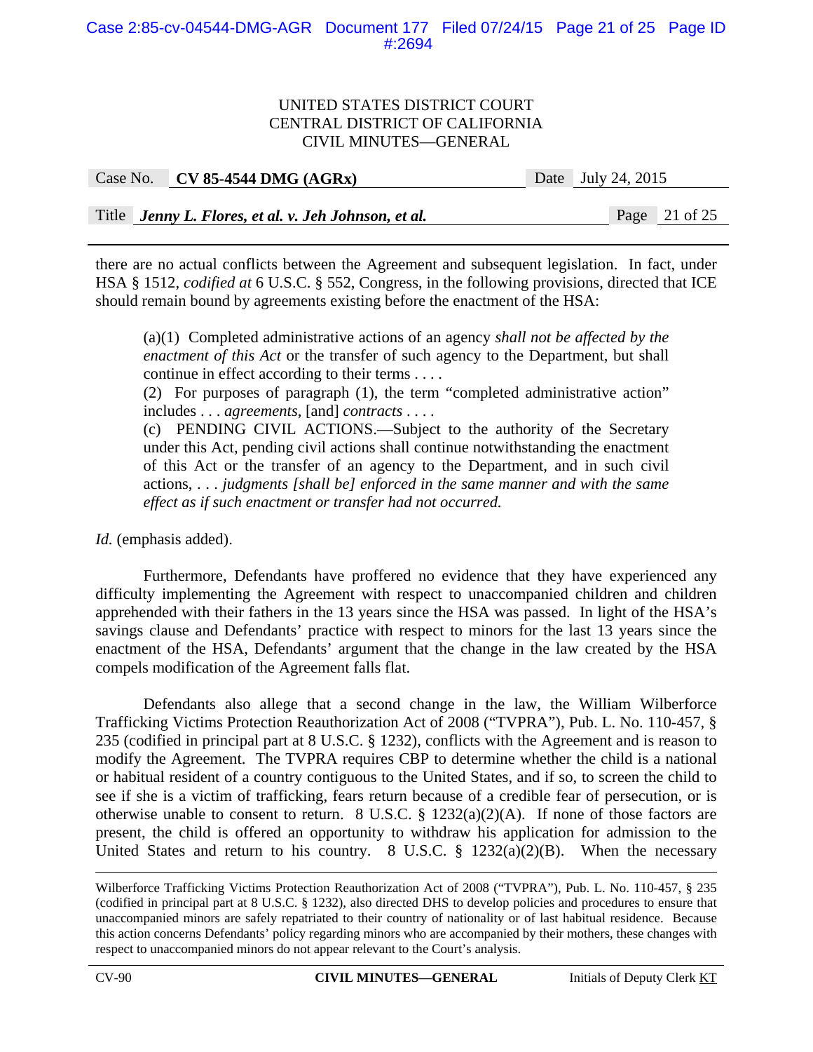there are no actual conflicts between the Agreement and subsequent legislation. In fact, under HSA § 1512, *codified at* 6 U.S.C. § 552, Congress, in the following provisions, directed that ICE should remain bound by agreements existing before the enactment of the HSA:

> (a)(1) Completed administrative actions of an agency *shall not be affected by the enactment of this Act* or the transfer of such agency to the Department, but shall continue in effect according to their terms . . . .
> (2) For purposes of paragraph (1), the term "completed administrative action" includes . . . *agreements*, [and] *contracts* . . . .
> (c) PENDING CIVIL ACTIONS.—Subject to the authority of the Secretary under this Act, pending civil actions shall continue notwithstanding the enactment of this Act or the transfer of an agency to the Department, and in such civil actions, . . . *judgments [shall be] enforced in the same manner and with the same effect as if such enactment or transfer had not occurred.*

*Id.* (emphasis added).

Furthermore, Defendants have proffered no evidence that they have experienced any difficulty implementing the Agreement with respect to unaccompanied children and children apprehended with their fathers in the 13 years since the HSA was passed. In light of the HSA's savings clause and Defendants' practice with respect to minors for the last 13 years since the enactment of the HSA, Defendants' argument that the change in the law created by the HSA compels modification of the Agreement falls flat.

Defendants also allege that a second change in the law, the William Wilberforce Trafficking Victims Protection Reauthorization Act of 2008 ("TVPRA"), Pub. L. No. 110-457, § 235 (codified in principal part at 8 U.S.C. § 1232), conflicts with the Agreement and is reason to modify the Agreement. The TVPRA requires CBP to determine whether the child is a national or habitual resident of a country contiguous to the United States, and if so, to screen the child to see if she is a victim of trafficking, fears return because of a credible fear of persecution, or is otherwise unable to consent to return. 8 U.S.C. § 1232(a)(2)(A). If none of those factors are present, the child is offered an opportunity to withdraw his application for admission to the United States and return to his country. 8 U.S.C. § 1232(a)(2)(B). When the necessary

---

Wilberforce Trafficking Victims Protection Reauthorization Act of 2008 ("TVPRA"), Pub. L. No. 110-457, § 235 (codified in principal part at 8 U.S.C. § 1232), also directed DHS to develop policies and procedures to ensure that unaccompanied minors are safely repatriated to their country of nationality or of last habitual residence. Because this action concerns Defendants' policy regarding minors who are accompanied by their mothers, these changes with respect to unaccompanied minors do not appear relevant to the Court's analysis.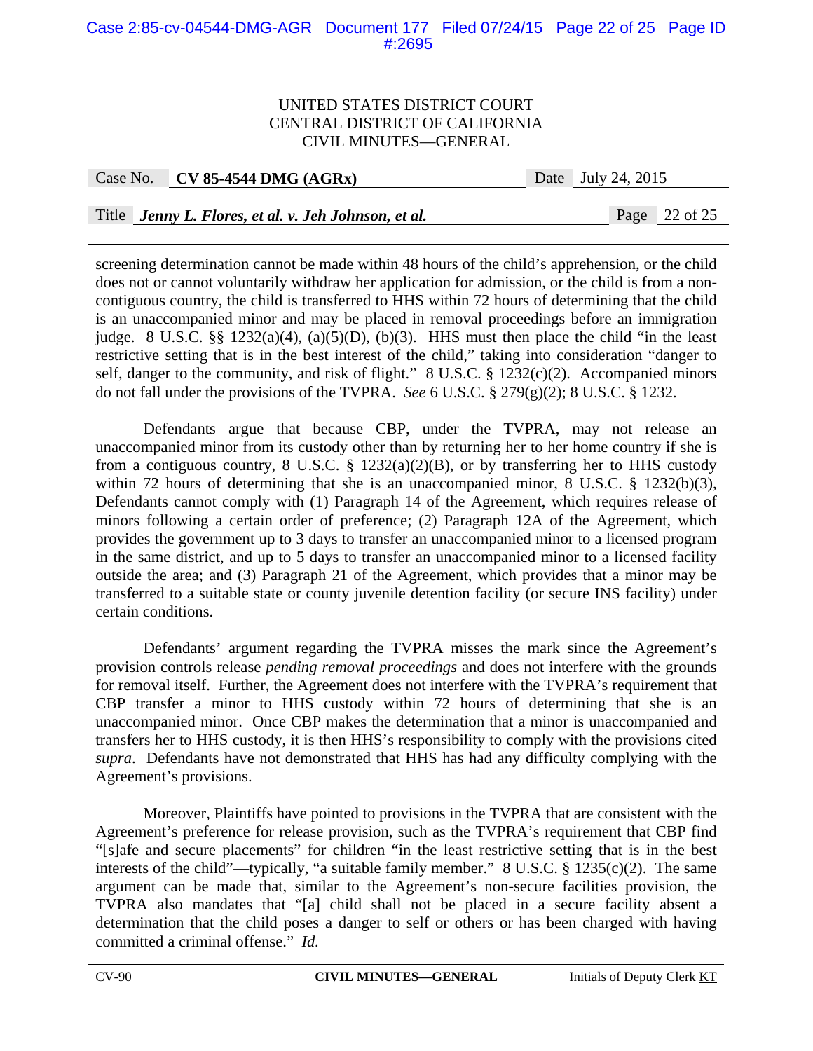screening determination cannot be made within 48 hours of the child's apprehension, or the child does not or cannot voluntarily withdraw her application for admission, or the child is from a non-contiguous country, the child is transferred to HHS within 72 hours of determining that the child is an unaccompanied minor and may be placed in removal proceedings before an immigration judge. 8 U.S.C. §§ 1232(a)(4), (a)(5)(D), (b)(3). HHS must then place the child "in the least restrictive setting that is in the best interest of the child," taking into consideration "danger to self, danger to the community, and risk of flight." 8 U.S.C. § 1232(c)(2). Accompanied minors do not fall under the provisions of the TVPRA. *See* 6 U.S.C. § 279(g)(2); 8 U.S.C. § 1232.

Defendants argue that because CBP, under the TVPRA, may not release an unaccompanied minor from its custody other than by returning her to her home country if she is from a contiguous country, 8 U.S.C. § 1232(a)(2)(B), or by transferring her to HHS custody within 72 hours of determining that she is an unaccompanied minor, 8 U.S.C. § 1232(b)(3), Defendants cannot comply with (1) Paragraph 14 of the Agreement, which requires release of minors following a certain order of preference; (2) Paragraph 12A of the Agreement, which provides the government up to 3 days to transfer an unaccompanied minor to a licensed program in the same district, and up to 5 days to transfer an unaccompanied minor to a licensed facility outside the area; and (3) Paragraph 21 of the Agreement, which provides that a minor may be transferred to a suitable state or county juvenile detention facility (or secure INS facility) under certain conditions.

Defendants' argument regarding the TVPRA misses the mark since the Agreement's provision controls release *pending removal proceedings* and does not interfere with the grounds for removal itself. Further, the Agreement does not interfere with the TVPRA's requirement that CBP transfer a minor to HHS custody within 72 hours of determining that she is an unaccompanied minor. Once CBP makes the determination that a minor is unaccompanied and transfers her to HHS custody, it is then HHS's responsibility to comply with the provisions cited *supra*. Defendants have not demonstrated that HHS has had any difficulty complying with the Agreement's provisions.

Moreover, Plaintiffs have pointed to provisions in the TVPRA that are consistent with the Agreement's preference for release provision, such as the TVPRA's requirement that CBP find "[s]afe and secure placements" for children "in the least restrictive setting that is in the best interests of the child"—typically, "a suitable family member." 8 U.S.C. § 1235(c)(2). The same argument can be made that, similar to the Agreement's non-secure facilities provision, the TVPRA also mandates that "[a] child shall not be placed in a secure facility absent a determination that the child poses a danger to self or others or has been charged with having committed a criminal offense." *Id.*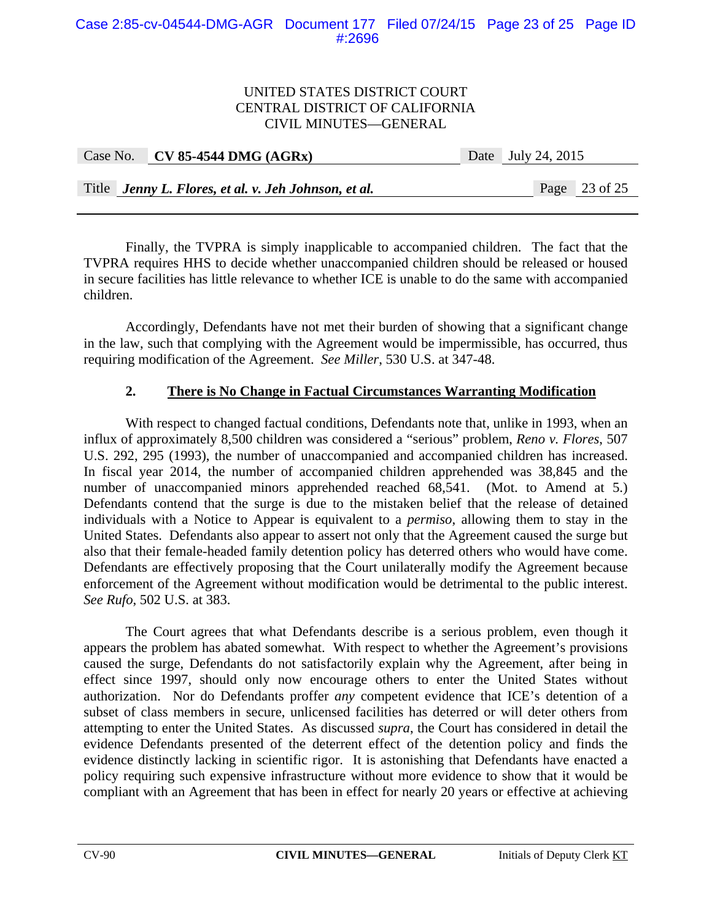Finally, the TVPRA is simply inapplicable to accompanied children. The fact that the TVPRA requires HHS to decide whether unaccompanied children should be released or housed in secure facilities has little relevance to whether ICE is unable to do the same with accompanied children.

Accordingly, Defendants have not met their burden of showing that a significant change in the law, such that complying with the Agreement would be impermissible, has occurred, thus requiring modification of the Agreement. *See Miller*, 530 U.S. at 347-48.

### 2. There is No Change in Factual Circumstances Warranting Modification

With respect to changed factual conditions, Defendants note that, unlike in 1993, when an influx of approximately 8,500 children was considered a "serious" problem, *Reno v. Flores*, 507 U.S. 292, 295 (1993), the number of unaccompanied and accompanied children has increased. In fiscal year 2014, the number of accompanied children apprehended was 38,845 and the number of unaccompanied minors apprehended reached 68,541. (Mot. to Amend at 5.) Defendants contend that the surge is due to the mistaken belief that the release of detained individuals with a Notice to Appear is equivalent to a *permiso*, allowing them to stay in the United States. Defendants also appear to assert not only that the Agreement caused the surge but also that their female-headed family detention policy has deterred others who would have come. Defendants are effectively proposing that the Court unilaterally modify the Agreement because enforcement of the Agreement without modification would be detrimental to the public interest. *See Rufo*, 502 U.S. at 383.

The Court agrees that what Defendants describe is a serious problem, even though it appears the problem has abated somewhat. With respect to whether the Agreement's provisions caused the surge, Defendants do not satisfactorily explain why the Agreement, after being in effect since 1997, should only now encourage others to enter the United States without authorization. Nor do Defendants proffer *any* competent evidence that ICE's detention of a subset of class members in secure, unlicensed facilities has deterred or will deter others from attempting to enter the United States. As discussed *supra*, the Court has considered in detail the evidence Defendants presented of the deterrent effect of the detention policy and finds the evidence distinctly lacking in scientific rigor. It is astonishing that Defendants have enacted a policy requiring such expensive infrastructure without more evidence to show that it would be compliant with an Agreement that has been in effect for nearly 20 years or effective at achieving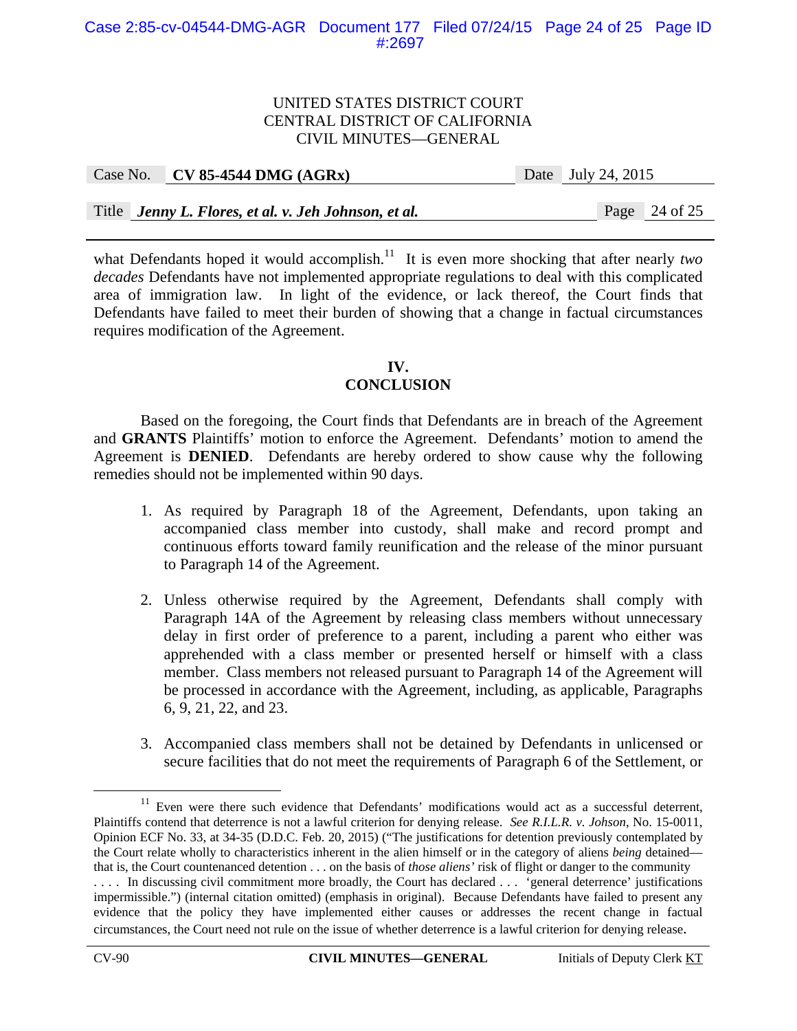what Defendants hoped it would accomplish.[11] It is even more shocking that after nearly *two decades* Defendants have not implemented appropriate regulations to deal with this complicated area of immigration law. In light of the evidence, or lack thereof, the Court finds that Defendants have failed to meet their burden of showing that a change in factual circumstances requires modification of the Agreement.

## IV. CONCLUSION

Based on the foregoing, the Court finds that Defendants are in breach of the Agreement and **GRANTS** Plaintiffs' motion to enforce the Agreement. Defendants' motion to amend the Agreement is **DENIED**. Defendants are hereby ordered to show cause why the following remedies should not be implemented within 90 days.

1. As required by Paragraph 18 of the Agreement, Defendants, upon taking an accompanied class member into custody, shall make and record prompt and continuous efforts toward family reunification and the release of the minor pursuant to Paragraph 14 of the Agreement.

2. Unless otherwise required by the Agreement, Defendants shall comply with Paragraph 14A of the Agreement by releasing class members without unnecessary delay in first order of preference to a parent, including a parent who either was apprehended with a class member or presented herself or himself with a class member. Class members not released pursuant to Paragraph 14 of the Agreement will be processed in accordance with the Agreement, including, as applicable, Paragraphs 6, 9, 21, 22, and 23.

3. Accompanied class members shall not be detained by Defendants in unlicensed or secure facilities that do not meet the requirements of Paragraph 6 of the Settlement, or

---

[11] Even were there such evidence that Defendants' modifications would act as a successful deterrent, Plaintiffs contend that deterrence is not a lawful criterion for denying release. *See R.I.L.R. v. Johson*, No. 15-0011, Opinion ECF No. 33, at 34-35 (D.D.C. Feb. 20, 2015) ("The justifications for detention previously contemplated by the Court relate wholly to characteristics inherent in the alien himself or in the category of aliens *being* detained—that is, the Court countenanced detention . . . on the basis of *those aliens'* risk of flight or danger to the community . . . . In discussing civil commitment more broadly, the Court has declared . . . 'general deterrence' justifications impermissible.") (internal citation omitted) (emphasis in original). Because Defendants have failed to present any evidence that the policy they have implemented either causes or addresses the recent change in factual circumstances, the Court need not rule on the issue of whether deterrence is a lawful criterion for denying release.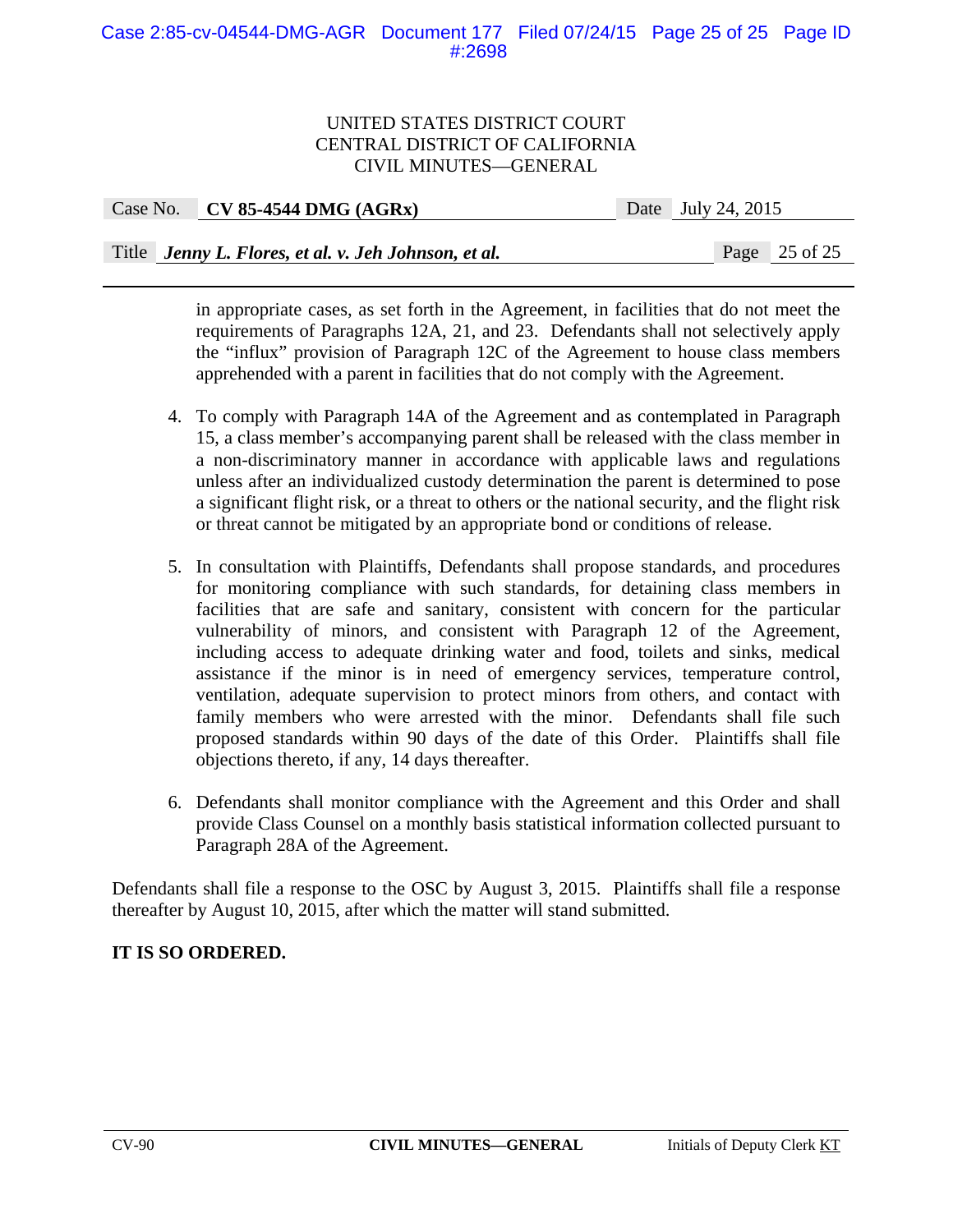in appropriate cases, as set forth in the Agreement, in facilities that do not meet the requirements of Paragraphs 12A, 21, and 23. Defendants shall not selectively apply the "influx" provision of Paragraph 12C of the Agreement to house class members apprehended with a parent in facilities that do not comply with the Agreement.

4. To comply with Paragraph 14A of the Agreement and as contemplated in Paragraph 15, a class member's accompanying parent shall be released with the class member in a non-discriminatory manner in accordance with applicable laws and regulations unless after an individualized custody determination the parent is determined to pose a significant flight risk, or a threat to others or the national security, and the flight risk or threat cannot be mitigated by an appropriate bond or conditions of release.

5. In consultation with Plaintiffs, Defendants shall propose standards, and procedures for monitoring compliance with such standards, for detaining class members in facilities that are safe and sanitary, consistent with concern for the particular vulnerability of minors, and consistent with Paragraph 12 of the Agreement, including access to adequate drinking water and food, toilets and sinks, medical assistance if the minor is in need of emergency services, temperature control, ventilation, adequate supervision to protect minors from others, and contact with family members who were arrested with the minor. Defendants shall file such proposed standards within 90 days of the date of this Order. Plaintiffs shall file objections thereto, if any, 14 days thereafter.

6. Defendants shall monitor compliance with the Agreement and this Order and shall provide Class Counsel on a monthly basis statistical information collected pursuant to Paragraph 28A of the Agreement.

Defendants shall file a response to the OSC by August 3, 2015. Plaintiffs shall file a response thereafter by August 10, 2015, after which the matter will stand submitted.

**IT IS SO ORDERED.**